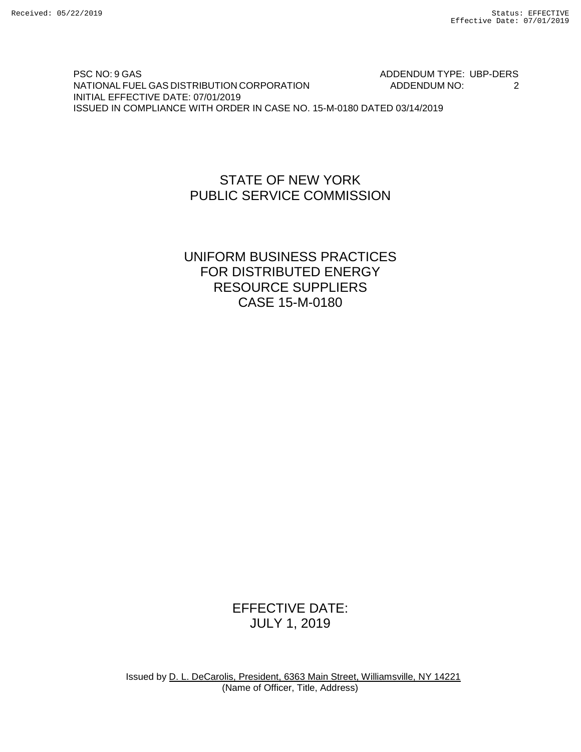PSC NO: 9 GAS ADDENDUM TYPE: UBP-DERS
NATIONAL FUEL GAS DISTRIBUTION CORPORATION ADDENDUM NO: 2
INITIAL EFFECTIVE DATE: 07/01/2019
ISSUED IN COMPLIANCE WITH ORDER IN CASE NO. 15-M-0180 DATED 03/14/2019

# STATE OF NEW YORK
# PUBLIC SERVICE COMMISSION

# UNIFORM BUSINESS PRACTICES FOR DISTRIBUTED ENERGY RESOURCE SUPPLIERS
# CASE 15-M-0180

EFFECTIVE DATE:
JULY 1, 2019

Issued by D. L. DeCarolis, President, 6363 Main Street, Williamsville, NY 14221
(Name of Officer, Title, Address)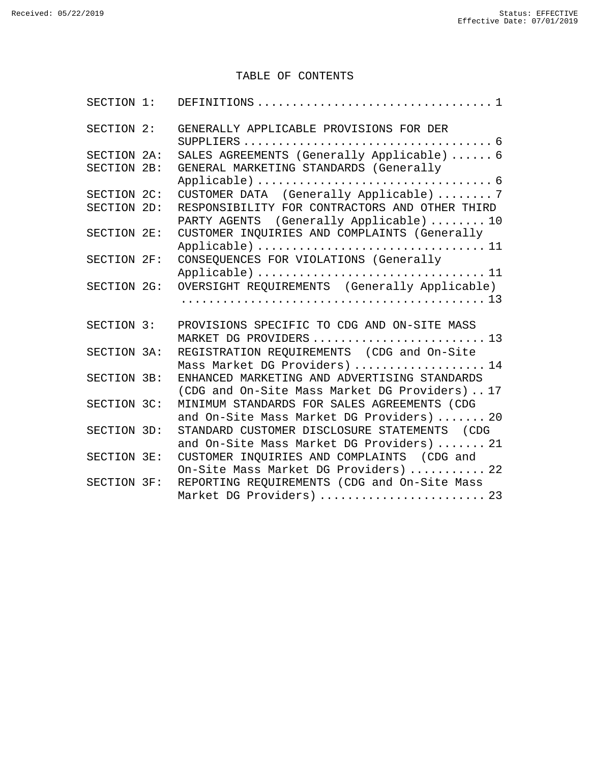# TABLE OF CONTENTS

| | | |
|---|---|---|
| SECTION 1: | DEFINITIONS | 1 |
| SECTION 2: | GENERALLY APPLICABLE PROVISIONS FOR DER SUPPLIERS | 6 |
| SECTION 2A: | SALES AGREEMENTS (Generally Applicable) | 6 |
| SECTION 2B: | GENERAL MARKETING STANDARDS (Generally Applicable) | 6 |
| SECTION 2C: | CUSTOMER DATA (Generally Applicable) | 7 |
| SECTION 2D: | RESPONSIBILITY FOR CONTRACTORS AND OTHER THIRD PARTY AGENTS (Generally Applicable) | 10 |
| SECTION 2E: | CUSTOMER INQUIRIES AND COMPLAINTS (Generally Applicable) | 11 |
| SECTION 2F: | CONSEQUENCES FOR VIOLATIONS (Generally Applicable) | 11 |
| SECTION 2G: | OVERSIGHT REQUIREMENTS (Generally Applicable) | 13 |
| SECTION 3: | PROVISIONS SPECIFIC TO CDG AND ON-SITE MASS MARKET DG PROVIDERS | 13 |
| SECTION 3A: | REGISTRATION REQUIREMENTS (CDG and On-Site Mass Market DG Providers) | 14 |
| SECTION 3B: | ENHANCED MARKETING AND ADVERTISING STANDARDS (CDG and On-Site Mass Market DG Providers) | 17 |
| SECTION 3C: | MINIMUM STANDARDS FOR SALES AGREEMENTS (CDG and On-Site Mass Market DG Providers) | 20 |
| SECTION 3D: | STANDARD CUSTOMER DISCLOSURE STATEMENTS (CDG and On-Site Mass Market DG Providers) | 21 |
| SECTION 3E: | CUSTOMER INQUIRIES AND COMPLAINTS (CDG and On-Site Mass Market DG Providers) | 22 |
| SECTION 3F: | REPORTING REQUIREMENTS (CDG and On-Site Mass Market DG Providers) | 23 |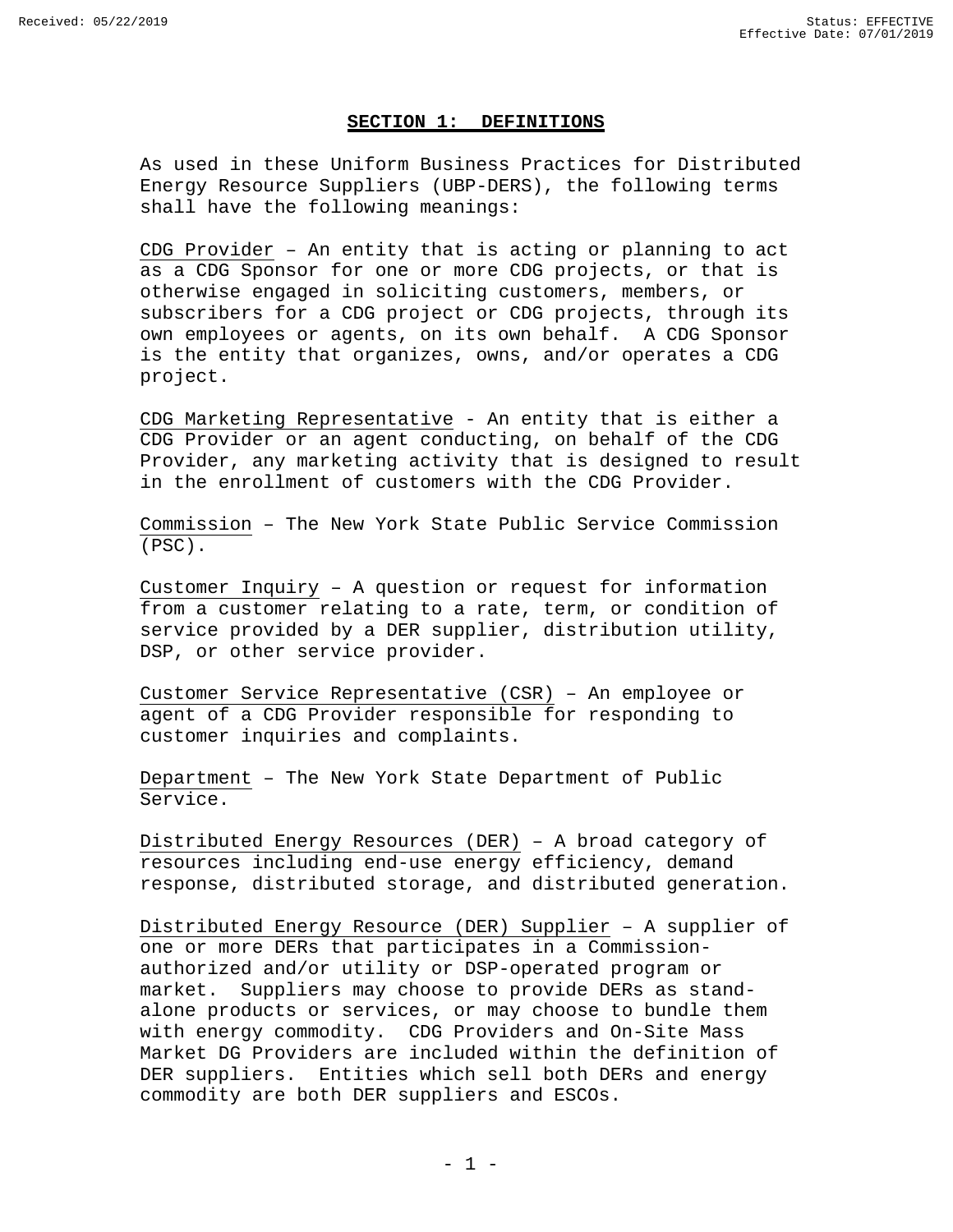## SECTION 1: DEFINITIONS

As used in these Uniform Business Practices for Distributed Energy Resource Suppliers (UBP-DERS), the following terms shall have the following meanings:

CDG Provider – An entity that is acting or planning to act as a CDG Sponsor for one or more CDG projects, or that is otherwise engaged in soliciting customers, members, or subscribers for a CDG project or CDG projects, through its own employees or agents, on its own behalf. A CDG Sponsor is the entity that organizes, owns, and/or operates a CDG project.

CDG Marketing Representative - An entity that is either a CDG Provider or an agent conducting, on behalf of the CDG Provider, any marketing activity that is designed to result in the enrollment of customers with the CDG Provider.

Commission – The New York State Public Service Commission (PSC).

Customer Inquiry – A question or request for information from a customer relating to a rate, term, or condition of service provided by a DER supplier, distribution utility, DSP, or other service provider.

Customer Service Representative (CSR) – An employee or agent of a CDG Provider responsible for responding to customer inquiries and complaints.

Department – The New York State Department of Public Service.

Distributed Energy Resources (DER) – A broad category of resources including end-use energy efficiency, demand response, distributed storage, and distributed generation.

Distributed Energy Resource (DER) Supplier – A supplier of one or more DERs that participates in a Commission-authorized and/or utility or DSP-operated program or market. Suppliers may choose to provide DERs as stand-alone products or services, or may choose to bundle them with energy commodity. CDG Providers and On-Site Mass Market DG Providers are included within the definition of DER suppliers. Entities which sell both DERs and energy commodity are both DER suppliers and ESCOs.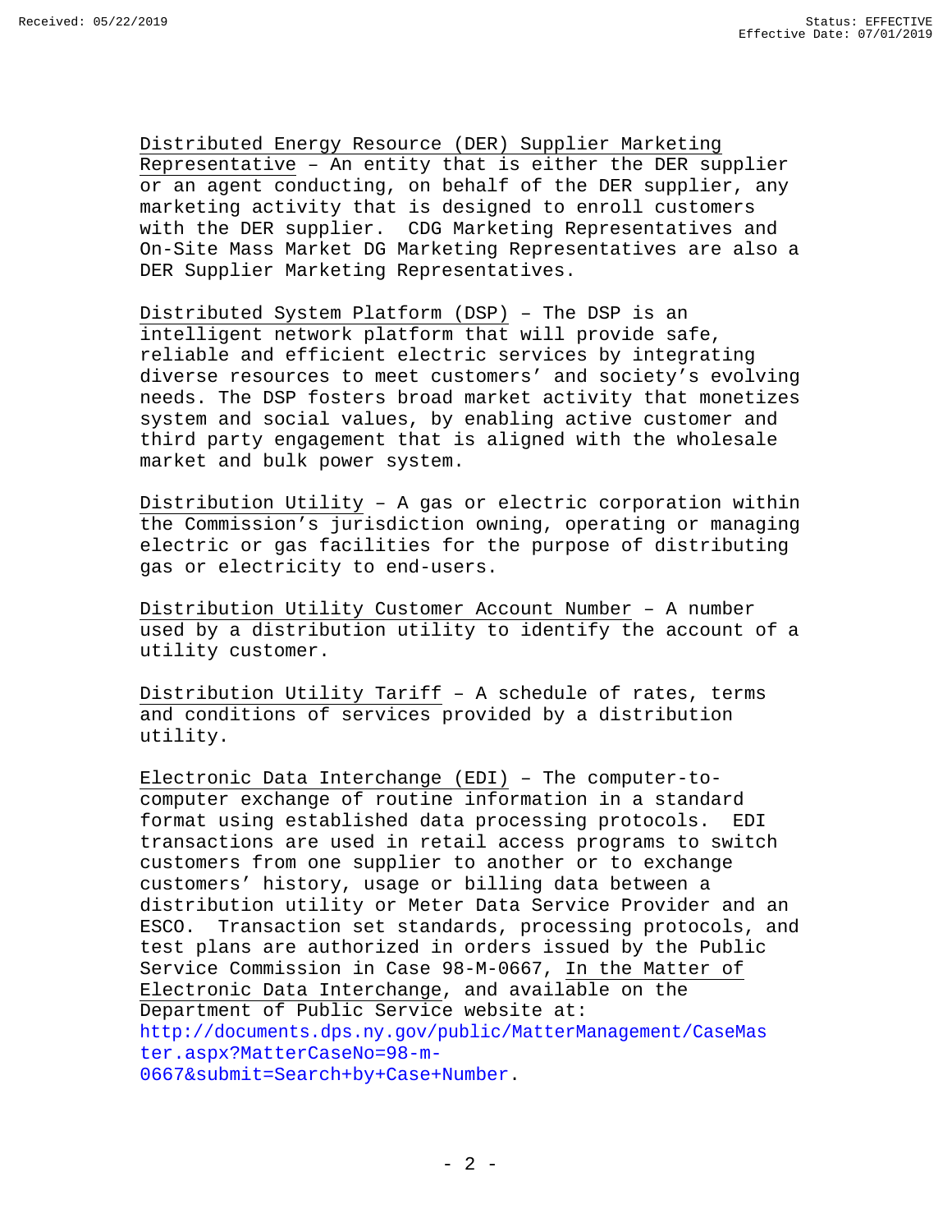Distributed Energy Resource (DER) Supplier Marketing Representative – An entity that is either the DER supplier or an agent conducting, on behalf of the DER supplier, any marketing activity that is designed to enroll customers with the DER supplier. CDG Marketing Representatives and On-Site Mass Market DG Marketing Representatives are also a DER Supplier Marketing Representatives.

Distributed System Platform (DSP) – The DSP is an intelligent network platform that will provide safe, reliable and efficient electric services by integrating diverse resources to meet customers' and society's evolving needs. The DSP fosters broad market activity that monetizes system and social values, by enabling active customer and third party engagement that is aligned with the wholesale market and bulk power system.

Distribution Utility – A gas or electric corporation within the Commission's jurisdiction owning, operating or managing electric or gas facilities for the purpose of distributing gas or electricity to end-users.

Distribution Utility Customer Account Number – A number used by a distribution utility to identify the account of a utility customer.

Distribution Utility Tariff – A schedule of rates, terms and conditions of services provided by a distribution utility.

Electronic Data Interchange (EDI) – The computer-to-computer exchange of routine information in a standard format using established data processing protocols. EDI transactions are used in retail access programs to switch customers from one supplier to another or to exchange customers' history, usage or billing data between a distribution utility or Meter Data Service Provider and an ESCO. Transaction set standards, processing protocols, and test plans are authorized in orders issued by the Public Service Commission in Case 98-M-0667, In the Matter of Electronic Data Interchange, and available on the Department of Public Service website at: http://documents.dps.ny.gov/public/MatterManagement/CaseMaster.aspx?MatterCaseNo=98-m-0667&submit=Search+by+Case+Number.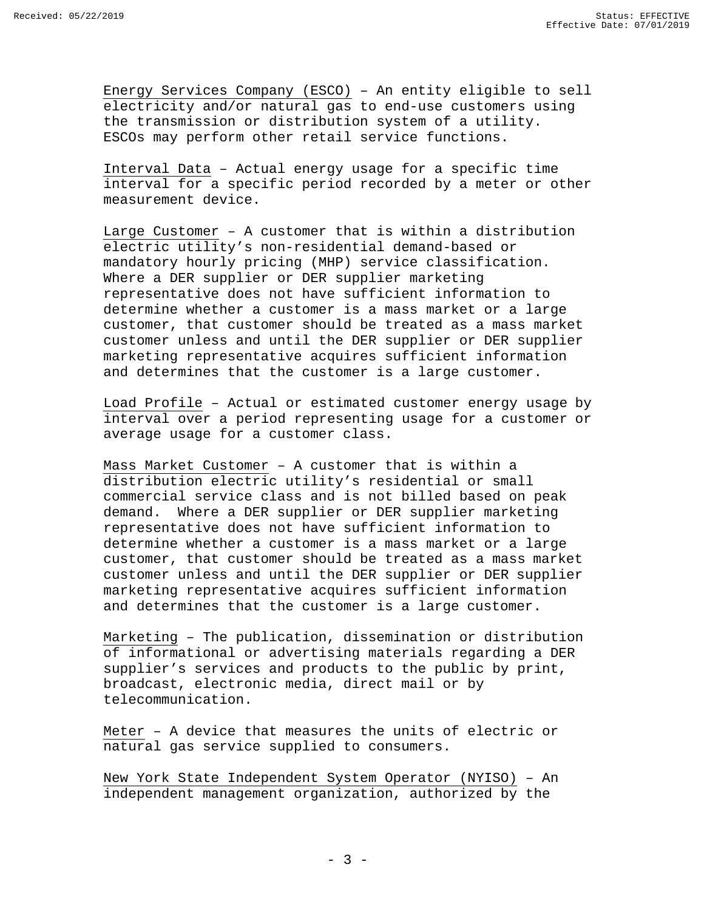Energy Services Company (ESCO) – An entity eligible to sell electricity and/or natural gas to end-use customers using the transmission or distribution system of a utility. ESCOs may perform other retail service functions.

Interval Data – Actual energy usage for a specific time interval for a specific period recorded by a meter or other measurement device.

Large Customer – A customer that is within a distribution electric utility's non-residential demand-based or mandatory hourly pricing (MHP) service classification. Where a DER supplier or DER supplier marketing representative does not have sufficient information to determine whether a customer is a mass market or a large customer, that customer should be treated as a mass market customer unless and until the DER supplier or DER supplier marketing representative acquires sufficient information and determines that the customer is a large customer.

Load Profile – Actual or estimated customer energy usage by interval over a period representing usage for a customer or average usage for a customer class.

Mass Market Customer – A customer that is within a distribution electric utility's residential or small commercial service class and is not billed based on peak demand. Where a DER supplier or DER supplier marketing representative does not have sufficient information to determine whether a customer is a mass market or a large customer, that customer should be treated as a mass market customer unless and until the DER supplier or DER supplier marketing representative acquires sufficient information and determines that the customer is a large customer.

Marketing – The publication, dissemination or distribution of informational or advertising materials regarding a DER supplier's services and products to the public by print, broadcast, electronic media, direct mail or by telecommunication.

Meter – A device that measures the units of electric or natural gas service supplied to consumers.

New York State Independent System Operator (NYISO) – An independent management organization, authorized by the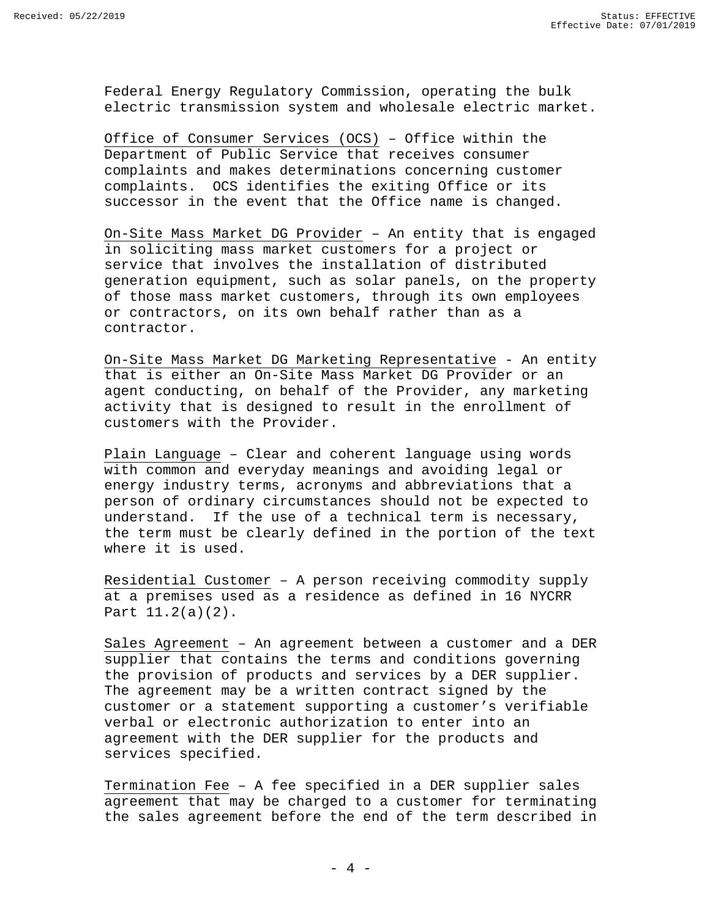Federal Energy Regulatory Commission, operating the bulk electric transmission system and wholesale electric market.

Office of Consumer Services (OCS) – Office within the Department of Public Service that receives consumer complaints and makes determinations concerning customer complaints. OCS identifies the exiting Office or its successor in the event that the Office name is changed.

On-Site Mass Market DG Provider – An entity that is engaged in soliciting mass market customers for a project or service that involves the installation of distributed generation equipment, such as solar panels, on the property of those mass market customers, through its own employees or contractors, on its own behalf rather than as a contractor.

On-Site Mass Market DG Marketing Representative - An entity that is either an On-Site Mass Market DG Provider or an agent conducting, on behalf of the Provider, any marketing activity that is designed to result in the enrollment of customers with the Provider.

Plain Language – Clear and coherent language using words with common and everyday meanings and avoiding legal or energy industry terms, acronyms and abbreviations that a person of ordinary circumstances should not be expected to understand. If the use of a technical term is necessary, the term must be clearly defined in the portion of the text where it is used.

Residential Customer – A person receiving commodity supply at a premises used as a residence as defined in 16 NYCRR Part 11.2(a)(2).

Sales Agreement – An agreement between a customer and a DER supplier that contains the terms and conditions governing the provision of products and services by a DER supplier. The agreement may be a written contract signed by the customer or a statement supporting a customer's verifiable verbal or electronic authorization to enter into an agreement with the DER supplier for the products and services specified.

Termination Fee – A fee specified in a DER supplier sales agreement that may be charged to a customer for terminating the sales agreement before the end of the term described in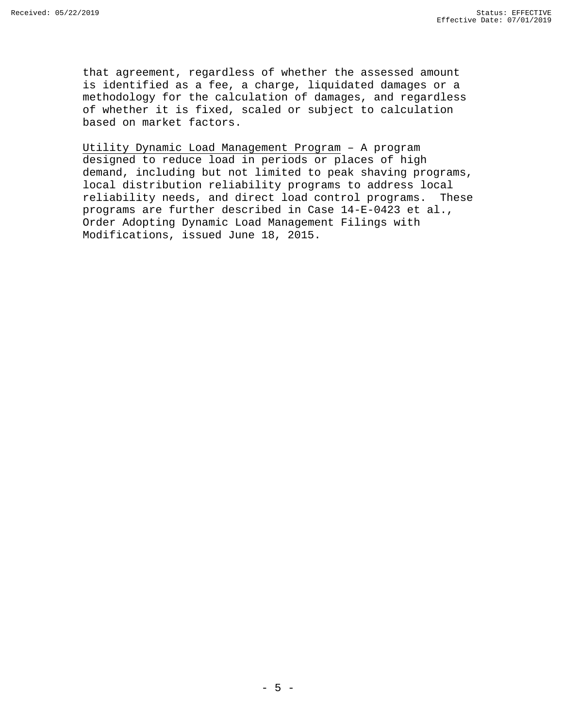that agreement, regardless of whether the assessed amount is identified as a fee, a charge, liquidated damages or a methodology for the calculation of damages, and regardless of whether it is fixed, scaled or subject to calculation based on market factors.

<u>Utility Dynamic Load Management Program</u> – A program designed to reduce load in periods or places of high demand, including but not limited to peak shaving programs, local distribution reliability programs to address local reliability needs, and direct load control programs. These programs are further described in Case 14-E-0423 et al., Order Adopting Dynamic Load Management Filings with Modifications, issued June 18, 2015.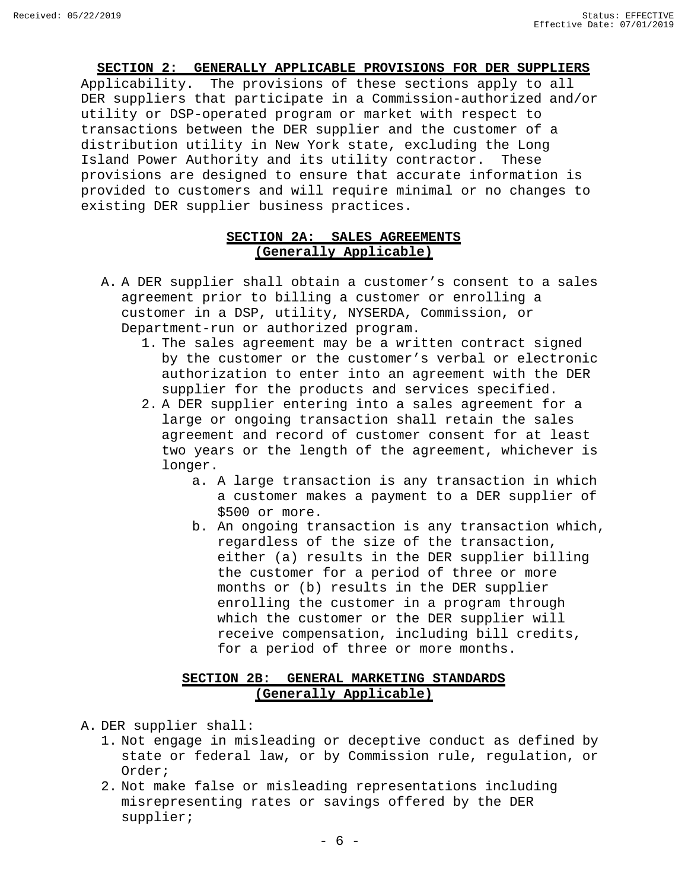## SECTION 2: GENERALLY APPLICABLE PROVISIONS FOR DER SUPPLIERS

Applicability. The provisions of these sections apply to all DER suppliers that participate in a Commission-authorized and/or utility or DSP-operated program or market with respect to transactions between the DER supplier and the customer of a distribution utility in New York state, excluding the Long Island Power Authority and its utility contractor. These provisions are designed to ensure that accurate information is provided to customers and will require minimal or no changes to existing DER supplier business practices.

### SECTION 2A: SALES AGREEMENTS (Generally Applicable)

A. A DER supplier shall obtain a customer's consent to a sales agreement prior to billing a customer or enrolling a customer in a DSP, utility, NYSERDA, Commission, or Department-run or authorized program.
   1. The sales agreement may be a written contract signed by the customer or the customer's verbal or electronic authorization to enter into an agreement with the DER supplier for the products and services specified.
   2. A DER supplier entering into a sales agreement for a large or ongoing transaction shall retain the sales agreement and record of customer consent for at least two years or the length of the agreement, whichever is longer.
      a. A large transaction is any transaction in which a customer makes a payment to a DER supplier of $500 or more.
      b. An ongoing transaction is any transaction which, regardless of the size of the transaction, either (a) results in the DER supplier billing the customer for a period of three or more months or (b) results in the DER supplier enrolling the customer in a program through which the customer or the DER supplier will receive compensation, including bill credits, for a period of three or more months.

### SECTION 2B: GENERAL MARKETING STANDARDS (Generally Applicable)

A. DER supplier shall:
   1. Not engage in misleading or deceptive conduct as defined by state or federal law, or by Commission rule, regulation, or Order;
   2. Not make false or misleading representations including misrepresenting rates or savings offered by the DER supplier;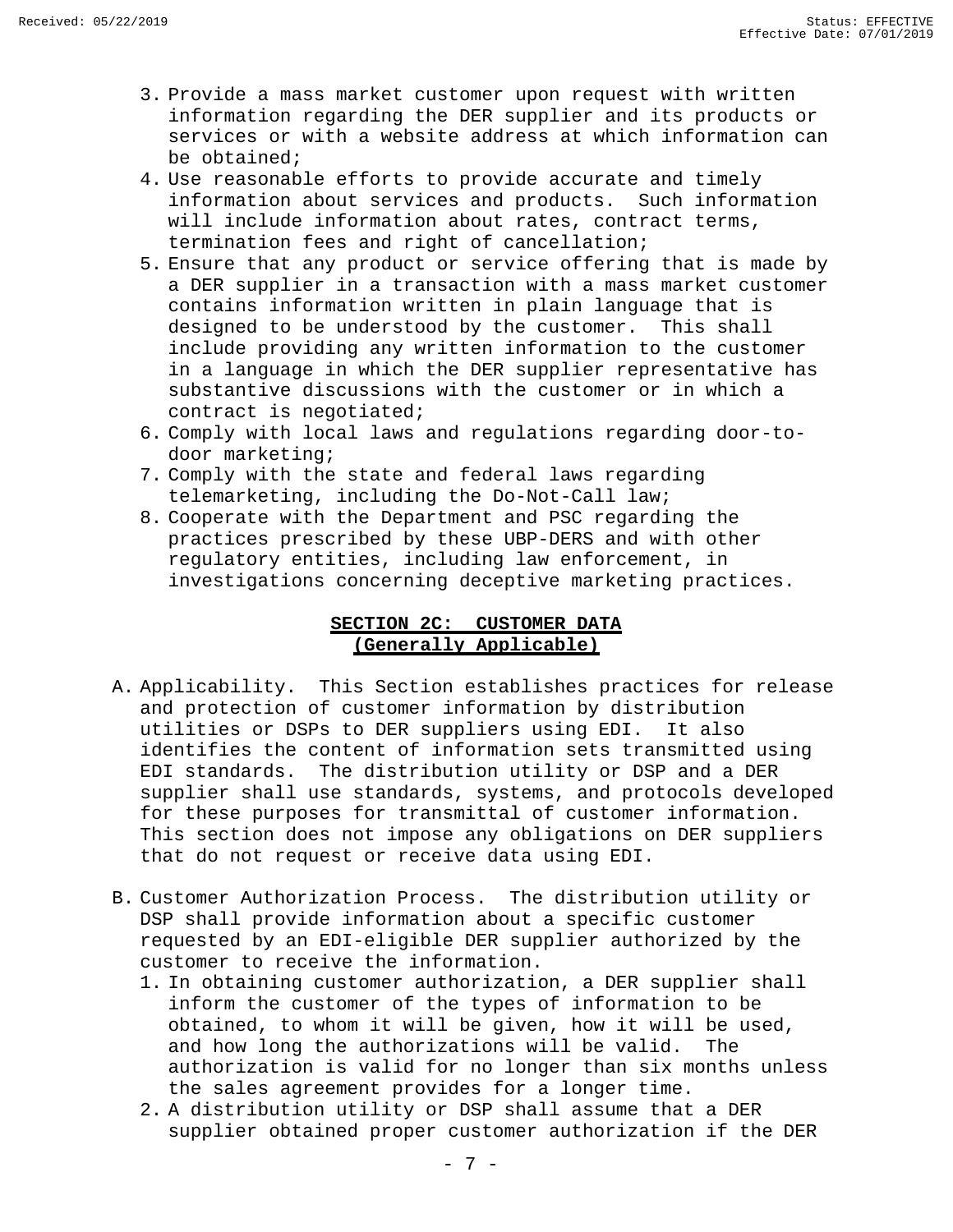3. Provide a mass market customer upon request with written information regarding the DER supplier and its products or services or with a website address at which information can be obtained;
4. Use reasonable efforts to provide accurate and timely information about services and products. Such information will include information about rates, contract terms, termination fees and right of cancellation;
5. Ensure that any product or service offering that is made by a DER supplier in a transaction with a mass market customer contains information written in plain language that is designed to be understood by the customer. This shall include providing any written information to the customer in a language in which the DER supplier representative has substantive discussions with the customer or in which a contract is negotiated;
6. Comply with local laws and regulations regarding door-to-door marketing;
7. Comply with the state and federal laws regarding telemarketing, including the Do-Not-Call law;
8. Cooperate with the Department and PSC regarding the practices prescribed by these UBP-DERS and with other regulatory entities, including law enforcement, in investigations concerning deceptive marketing practices.

## SECTION 2C: CUSTOMER DATA (Generally Applicable)

A. Applicability. This Section establishes practices for release and protection of customer information by distribution utilities or DSPs to DER suppliers using EDI. It also identifies the content of information sets transmitted using EDI standards. The distribution utility or DSP and a DER supplier shall use standards, systems, and protocols developed for these purposes for transmittal of customer information. This section does not impose any obligations on DER suppliers that do not request or receive data using EDI.

B. Customer Authorization Process. The distribution utility or DSP shall provide information about a specific customer requested by an EDI-eligible DER supplier authorized by the customer to receive the information.
   1. In obtaining customer authorization, a DER supplier shall inform the customer of the types of information to be obtained, to whom it will be given, how it will be used, and how long the authorizations will be valid. The authorization is valid for no longer than six months unless the sales agreement provides for a longer time.
   2. A distribution utility or DSP shall assume that a DER supplier obtained proper customer authorization if the DER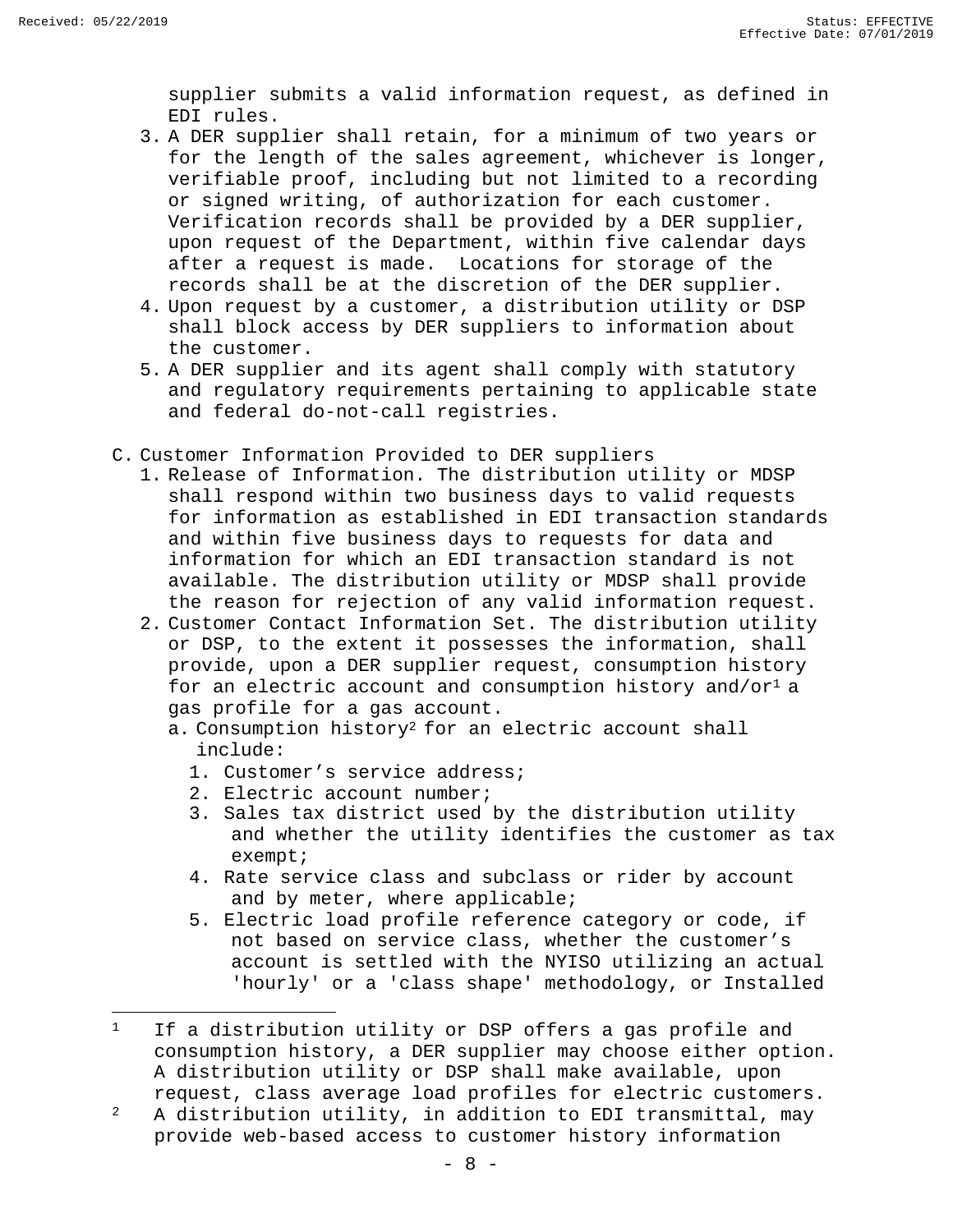supplier submits a valid information request, as defined in EDI rules.

3. A DER supplier shall retain, for a minimum of two years or for the length of the sales agreement, whichever is longer, verifiable proof, including but not limited to a recording or signed writing, of authorization for each customer. Verification records shall be provided by a DER supplier, upon request of the Department, within five calendar days after a request is made. Locations for storage of the records shall be at the discretion of the DER supplier.
4. Upon request by a customer, a distribution utility or DSP shall block access by DER suppliers to information about the customer.
5. A DER supplier and its agent shall comply with statutory and regulatory requirements pertaining to applicable state and federal do-not-call registries.

C. Customer Information Provided to DER suppliers

1. Release of Information. The distribution utility or MDSP shall respond within two business days to valid requests for information as established in EDI transaction standards and within five business days to requests for data and information for which an EDI transaction standard is not available. The distribution utility or MDSP shall provide the reason for rejection of any valid information request.
2. Customer Contact Information Set. The distribution utility or DSP, to the extent it possesses the information, shall provide, upon a DER supplier request, consumption history for an electric account and consumption history and/or[1] a gas profile for a gas account.
   a. Consumption history[2] for an electric account shall include:
      1. Customer's service address;
      2. Electric account number;
      3. Sales tax district used by the distribution utility and whether the utility identifies the customer as tax exempt;
      4. Rate service class and subclass or rider by account and by meter, where applicable;
      5. Electric load profile reference category or code, if not based on service class, whether the customer's account is settled with the NYISO utilizing an actual 'hourly' or a 'class shape' methodology, or Installed

---

[1] If a distribution utility or DSP offers a gas profile and consumption history, a DER supplier may choose either option. A distribution utility or DSP shall make available, upon request, class average load profiles for electric customers.

[2] A distribution utility, in addition to EDI transmittal, may provide web-based access to customer history information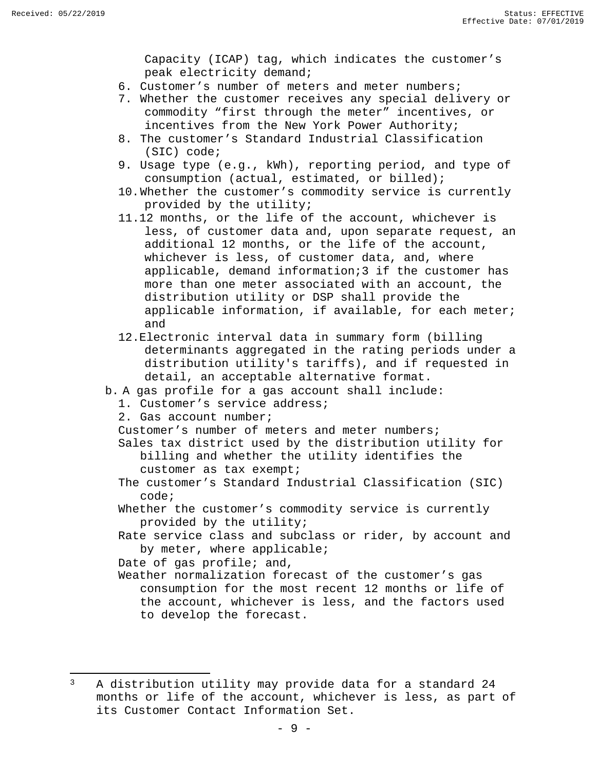Capacity (ICAP) tag, which indicates the customer's peak electricity demand;

6. Customer's number of meters and meter numbers;
7. Whether the customer receives any special delivery or commodity "first through the meter" incentives, or incentives from the New York Power Authority;
8. The customer's Standard Industrial Classification (SIC) code;
9. Usage type (e.g., kWh), reporting period, and type of consumption (actual, estimated, or billed);
10. Whether the customer's commodity service is currently provided by the utility;
11. 12 months, or the life of the account, whichever is less, of customer data and, upon separate request, an additional 12 months, or the life of the account, whichever is less, of customer data, and, where applicable, demand information;[3] if the customer has more than one meter associated with an account, the distribution utility or DSP shall provide the applicable information, if available, for each meter; and
12. Electronic interval data in summary form (billing determinants aggregated in the rating periods under a distribution utility's tariffs), and if requested in detail, an acceptable alternative format.

b. A gas profile for a gas account shall include:

1. Customer's service address;
2. Gas account number;

Customer's number of meters and meter numbers;

Sales tax district used by the distribution utility for billing and whether the utility identifies the customer as tax exempt;

The customer's Standard Industrial Classification (SIC) code;

Whether the customer's commodity service is currently provided by the utility;

Rate service class and subclass or rider, by account and by meter, where applicable;

Date of gas profile; and,

Weather normalization forecast of the customer's gas consumption for the most recent 12 months or life of the account, whichever is less, and the factors used to develop the forecast.

---

[3] A distribution utility may provide data for a standard 24 months or life of the account, whichever is less, as part of its Customer Contact Information Set.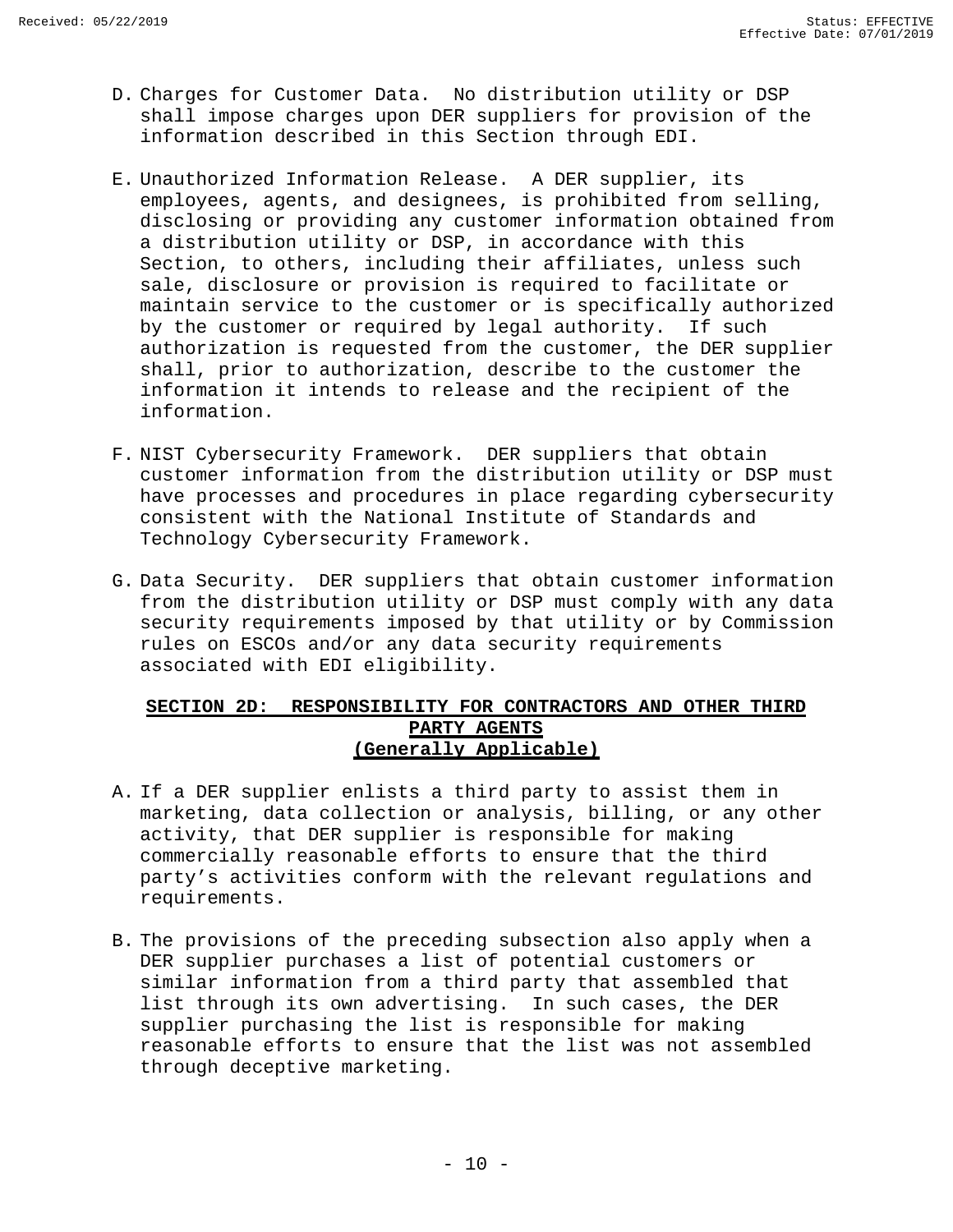D. Charges for Customer Data. No distribution utility or DSP shall impose charges upon DER suppliers for provision of the information described in this Section through EDI.

E. Unauthorized Information Release. A DER supplier, its employees, agents, and designees, is prohibited from selling, disclosing or providing any customer information obtained from a distribution utility or DSP, in accordance with this Section, to others, including their affiliates, unless such sale, disclosure or provision is required to facilitate or maintain service to the customer or is specifically authorized by the customer or required by legal authority. If such authorization is requested from the customer, the DER supplier shall, prior to authorization, describe to the customer the information it intends to release and the recipient of the information.

F. NIST Cybersecurity Framework. DER suppliers that obtain customer information from the distribution utility or DSP must have processes and procedures in place regarding cybersecurity consistent with the National Institute of Standards and Technology Cybersecurity Framework.

G. Data Security. DER suppliers that obtain customer information from the distribution utility or DSP must comply with any data security requirements imposed by that utility or by Commission rules on ESCOs and/or any data security requirements associated with EDI eligibility.

## SECTION 2D: RESPONSIBILITY FOR CONTRACTORS AND OTHER THIRD PARTY AGENTS (Generally Applicable)

A. If a DER supplier enlists a third party to assist them in marketing, data collection or analysis, billing, or any other activity, that DER supplier is responsible for making commercially reasonable efforts to ensure that the third party's activities conform with the relevant regulations and requirements.

B. The provisions of the preceding subsection also apply when a DER supplier purchases a list of potential customers or similar information from a third party that assembled that list through its own advertising. In such cases, the DER supplier purchasing the list is responsible for making reasonable efforts to ensure that the list was not assembled through deceptive marketing.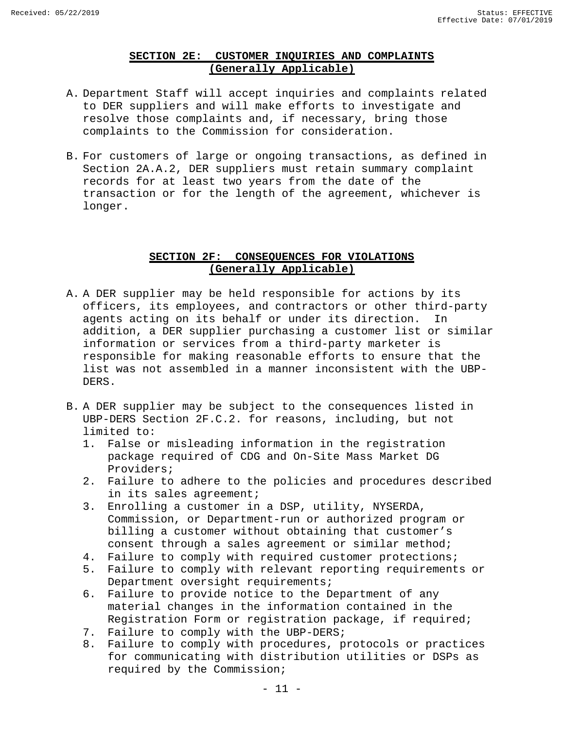## SECTION 2E: CUSTOMER INQUIRIES AND COMPLAINTS (Generally Applicable)

A. Department Staff will accept inquiries and complaints related to DER suppliers and will make efforts to investigate and resolve those complaints and, if necessary, bring those complaints to the Commission for consideration.

B. For customers of large or ongoing transactions, as defined in Section 2A.A.2, DER suppliers must retain summary complaint records for at least two years from the date of the transaction or for the length of the agreement, whichever is longer.

## SECTION 2F: CONSEQUENCES FOR VIOLATIONS (Generally Applicable)

A. A DER supplier may be held responsible for actions by its officers, its employees, and contractors or other third-party agents acting on its behalf or under its direction. In addition, a DER supplier purchasing a customer list or similar information or services from a third-party marketer is responsible for making reasonable efforts to ensure that the list was not assembled in a manner inconsistent with the UBP-DERS.

B. A DER supplier may be subject to the consequences listed in UBP-DERS Section 2F.C.2. for reasons, including, but not limited to:
   1. False or misleading information in the registration package required of CDG and On-Site Mass Market DG Providers;
   2. Failure to adhere to the policies and procedures described in its sales agreement;
   3. Enrolling a customer in a DSP, utility, NYSERDA, Commission, or Department-run or authorized program or billing a customer without obtaining that customer's consent through a sales agreement or similar method;
   4. Failure to comply with required customer protections;
   5. Failure to comply with relevant reporting requirements or Department oversight requirements;
   6. Failure to provide notice to the Department of any material changes in the information contained in the Registration Form or registration package, if required;
   7. Failure to comply with the UBP-DERS;
   8. Failure to comply with procedures, protocols or practices for communicating with distribution utilities or DSPs as required by the Commission;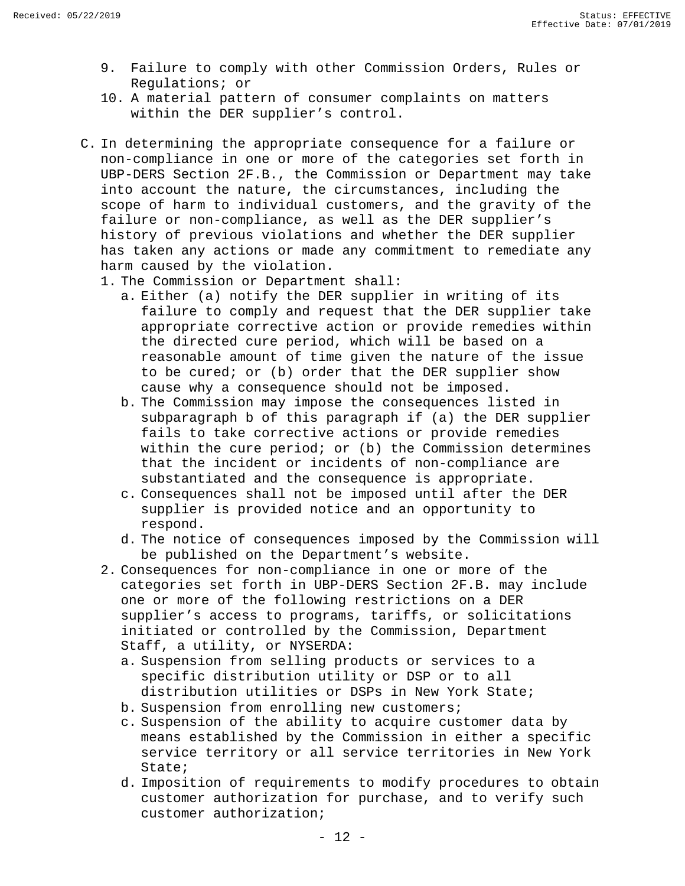9. Failure to comply with other Commission Orders, Rules or Regulations; or
10. A material pattern of consumer complaints on matters within the DER supplier's control.

C. In determining the appropriate consequence for a failure or non-compliance in one or more of the categories set forth in UBP-DERS Section 2F.B., the Commission or Department may take into account the nature, the circumstances, including the scope of harm to individual customers, and the gravity of the failure or non-compliance, as well as the DER supplier's history of previous violations and whether the DER supplier has taken any actions or made any commitment to remediate any harm caused by the violation.
   1. The Commission or Department shall:
      a. Either (a) notify the DER supplier in writing of its failure to comply and request that the DER supplier take appropriate corrective action or provide remedies within the directed cure period, which will be based on a reasonable amount of time given the nature of the issue to be cured; or (b) order that the DER supplier show cause why a consequence should not be imposed.
      b. The Commission may impose the consequences listed in subparagraph b of this paragraph if (a) the DER supplier fails to take corrective actions or provide remedies within the cure period; or (b) the Commission determines that the incident or incidents of non-compliance are substantiated and the consequence is appropriate.
      c. Consequences shall not be imposed until after the DER supplier is provided notice and an opportunity to respond.
      d. The notice of consequences imposed by the Commission will be published on the Department's website.
   2. Consequences for non-compliance in one or more of the categories set forth in UBP-DERS Section 2F.B. may include one or more of the following restrictions on a DER supplier's access to programs, tariffs, or solicitations initiated or controlled by the Commission, Department Staff, a utility, or NYSERDA:
      a. Suspension from selling products or services to a specific distribution utility or DSP or to all distribution utilities or DSPs in New York State;
      b. Suspension from enrolling new customers;
      c. Suspension of the ability to acquire customer data by means established by the Commission in either a specific service territory or all service territories in New York State;
      d. Imposition of requirements to modify procedures to obtain customer authorization for purchase, and to verify such customer authorization;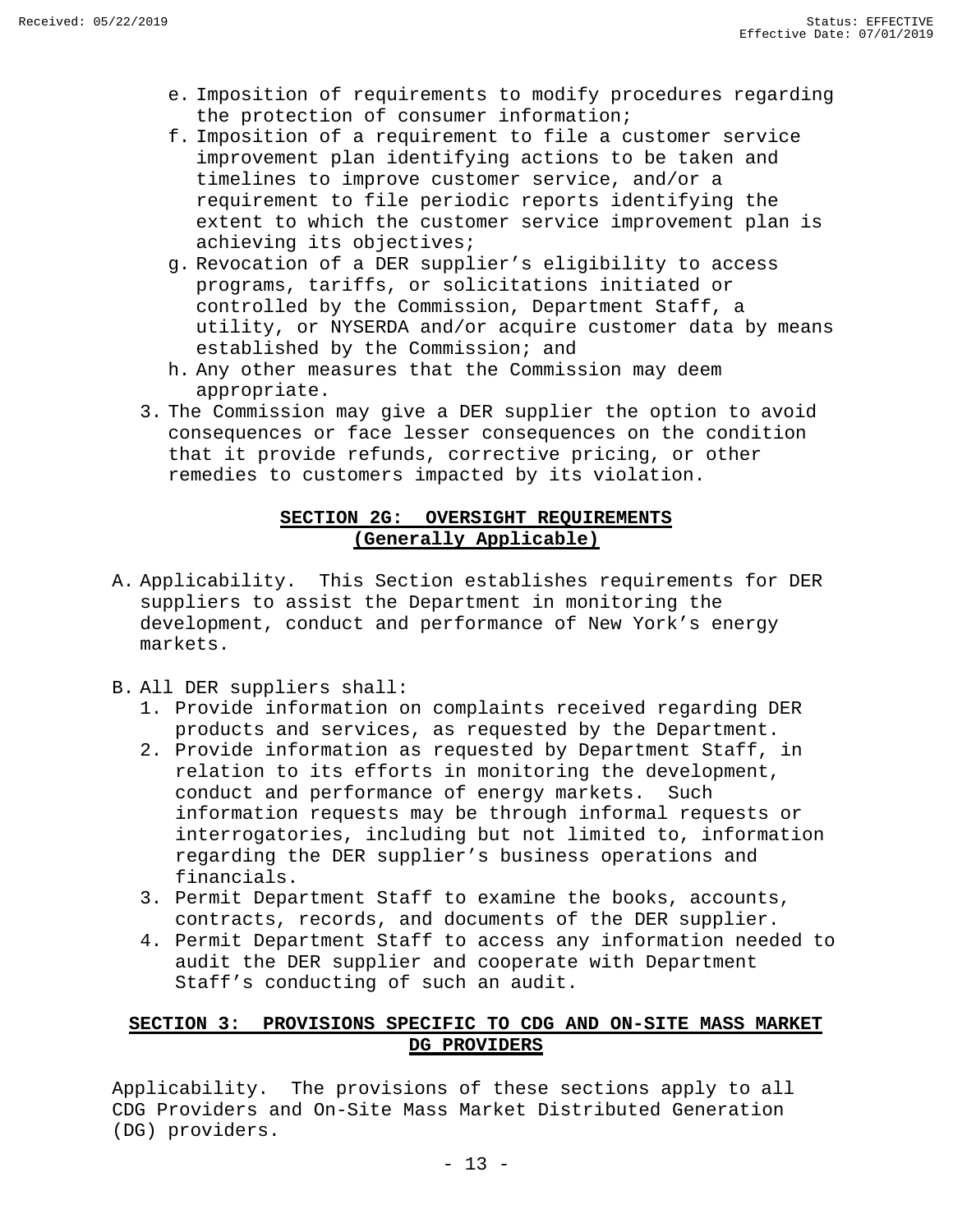e. Imposition of requirements to modify procedures regarding the protection of consumer information;
f. Imposition of a requirement to file a customer service improvement plan identifying actions to be taken and timelines to improve customer service, and/or a requirement to file periodic reports identifying the extent to which the customer service improvement plan is achieving its objectives;
g. Revocation of a DER supplier's eligibility to access programs, tariffs, or solicitations initiated or controlled by the Commission, Department Staff, a utility, or NYSERDA and/or acquire customer data by means established by the Commission; and
h. Any other measures that the Commission may deem appropriate.

3. The Commission may give a DER supplier the option to avoid consequences or face lesser consequences on the condition that it provide refunds, corrective pricing, or other remedies to customers impacted by its violation.

## SECTION 2G: OVERSIGHT REQUIREMENTS (Generally Applicable)

A. Applicability. This Section establishes requirements for DER suppliers to assist the Department in monitoring the development, conduct and performance of New York's energy markets.

B. All DER suppliers shall:
   1. Provide information on complaints received regarding DER products and services, as requested by the Department.
   2. Provide information as requested by Department Staff, in relation to its efforts in monitoring the development, conduct and performance of energy markets. Such information requests may be through informal requests or interrogatories, including but not limited to, information regarding the DER supplier's business operations and financials.
   3. Permit Department Staff to examine the books, accounts, contracts, records, and documents of the DER supplier.
   4. Permit Department Staff to access any information needed to audit the DER supplier and cooperate with Department Staff's conducting of such an audit.

## SECTION 3: PROVISIONS SPECIFIC TO CDG AND ON-SITE MASS MARKET DG PROVIDERS

Applicability. The provisions of these sections apply to all CDG Providers and On-Site Mass Market Distributed Generation (DG) providers.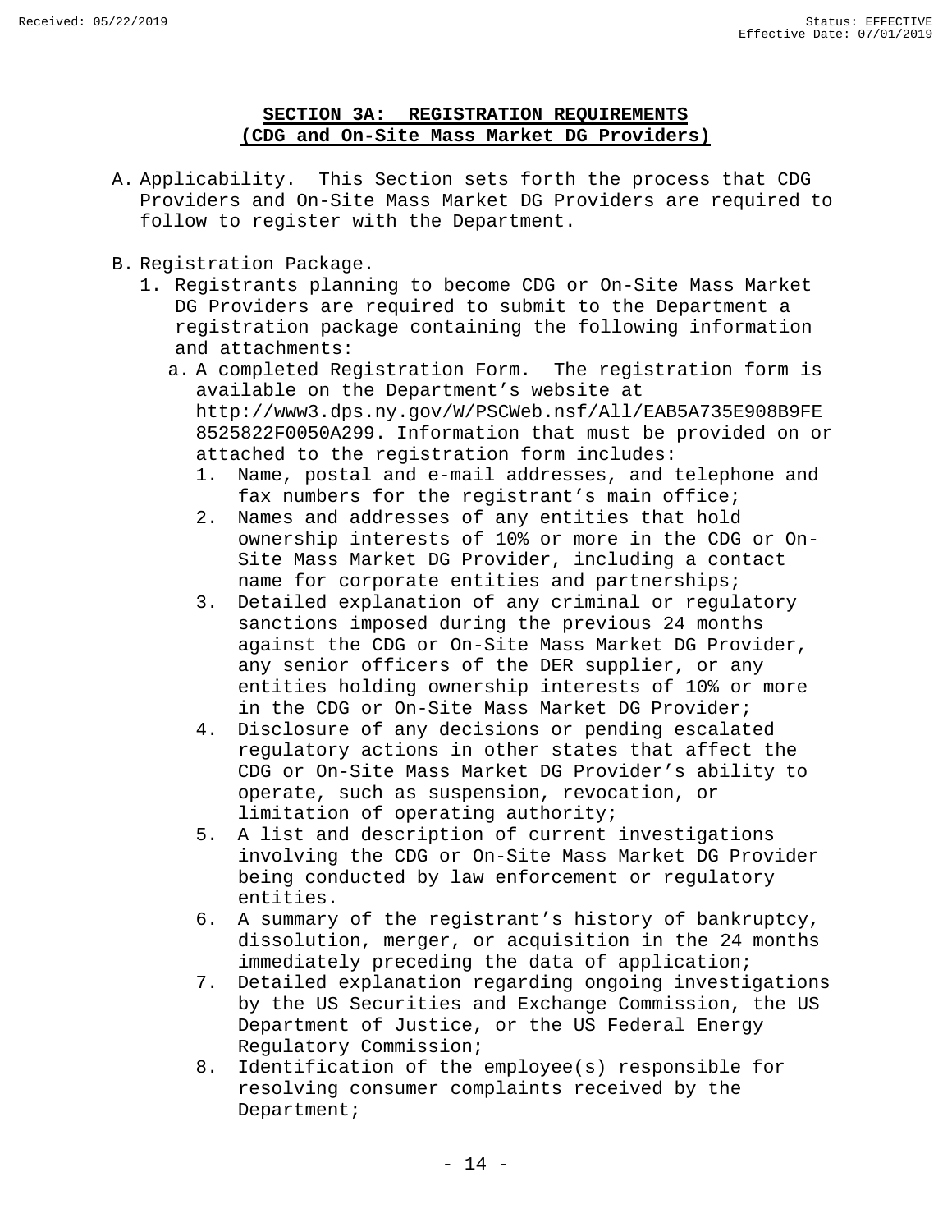## SECTION 3A: REGISTRATION REQUIREMENTS
## (CDG and On-Site Mass Market DG Providers)

A. Applicability. This Section sets forth the process that CDG Providers and On-Site Mass Market DG Providers are required to follow to register with the Department.

B. Registration Package.

1. Registrants planning to become CDG or On-Site Mass Market DG Providers are required to submit to the Department a registration package containing the following information and attachments:

   a. A completed Registration Form. The registration form is available on the Department's website at http://www3.dps.ny.gov/W/PSCWeb.nsf/All/EAB5A735E908B9FE8525822F0050A299. Information that must be provided on or attached to the registration form includes:

      1. Name, postal and e-mail addresses, and telephone and fax numbers for the registrant's main office;
      2. Names and addresses of any entities that hold ownership interests of 10% or more in the CDG or On-Site Mass Market DG Provider, including a contact name for corporate entities and partnerships;
      3. Detailed explanation of any criminal or regulatory sanctions imposed during the previous 24 months against the CDG or On-Site Mass Market DG Provider, any senior officers of the DER supplier, or any entities holding ownership interests of 10% or more in the CDG or On-Site Mass Market DG Provider;
      4. Disclosure of any decisions or pending escalated regulatory actions in other states that affect the CDG or On-Site Mass Market DG Provider's ability to operate, such as suspension, revocation, or limitation of operating authority;
      5. A list and description of current investigations involving the CDG or On-Site Mass Market DG Provider being conducted by law enforcement or regulatory entities.
      6. A summary of the registrant's history of bankruptcy, dissolution, merger, or acquisition in the 24 months immediately preceding the data of application;
      7. Detailed explanation regarding ongoing investigations by the US Securities and Exchange Commission, the US Department of Justice, or the US Federal Energy Regulatory Commission;
      8. Identification of the employee(s) responsible for resolving consumer complaints received by the Department;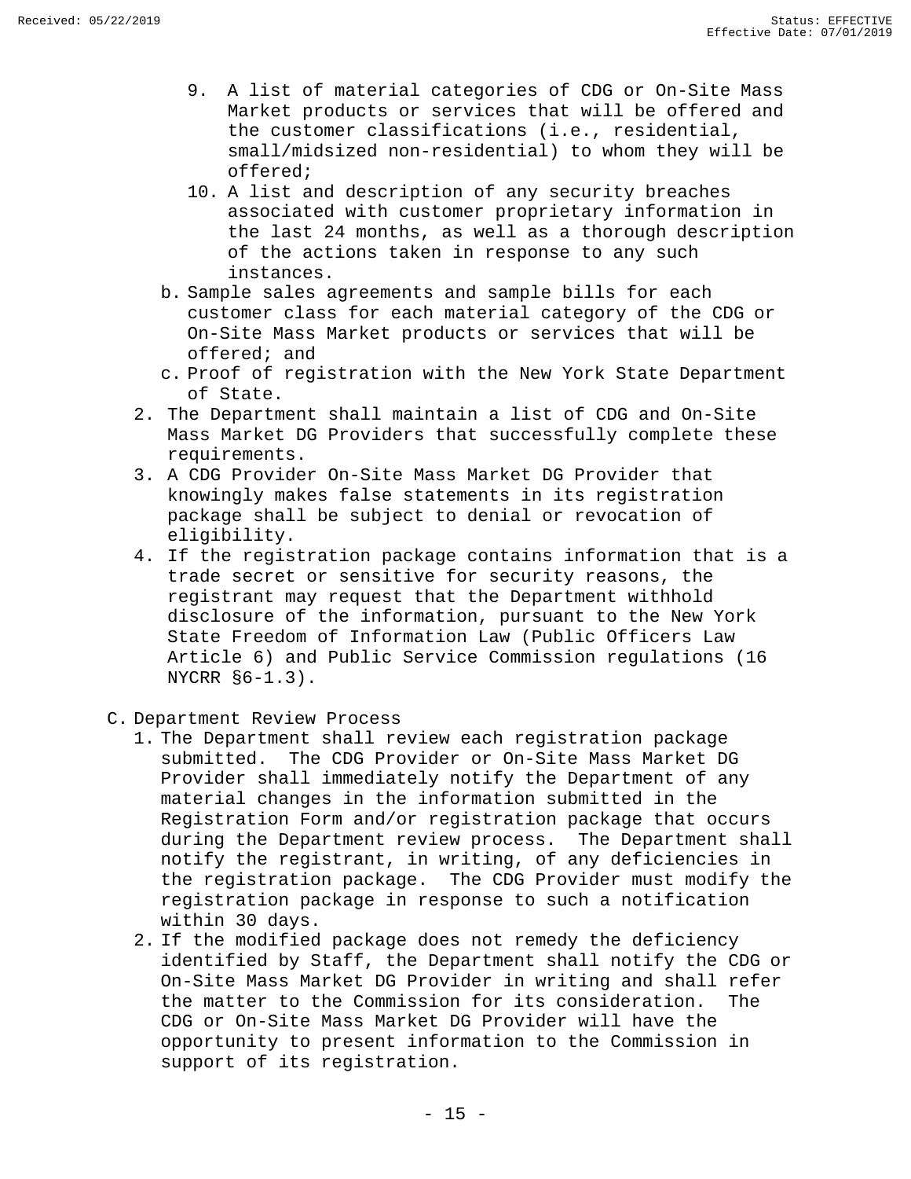9. A list of material categories of CDG or On-Site Mass Market products or services that will be offered and the customer classifications (i.e., residential, small/midsized non-residential) to whom they will be offered;
10. A list and description of any security breaches associated with customer proprietary information in the last 24 months, as well as a thorough description of the actions taken in response to any such instances.

b. Sample sales agreements and sample bills for each customer class for each material category of the CDG or On-Site Mass Market products or services that will be offered; and

c. Proof of registration with the New York State Department of State.

2. The Department shall maintain a list of CDG and On-Site Mass Market DG Providers that successfully complete these requirements.
3. A CDG Provider On-Site Mass Market DG Provider that knowingly makes false statements in its registration package shall be subject to denial or revocation of eligibility.
4. If the registration package contains information that is a trade secret or sensitive for security reasons, the registrant may request that the Department withhold disclosure of the information, pursuant to the New York State Freedom of Information Law (Public Officers Law Article 6) and Public Service Commission regulations (16 NYCRR §6-1.3).

C. Department Review Process

1. The Department shall review each registration package submitted. The CDG Provider or On-Site Mass Market DG Provider shall immediately notify the Department of any material changes in the information submitted in the Registration Form and/or registration package that occurs during the Department review process. The Department shall notify the registrant, in writing, of any deficiencies in the registration package. The CDG Provider must modify the registration package in response to such a notification within 30 days.
2. If the modified package does not remedy the deficiency identified by Staff, the Department shall notify the CDG or On-Site Mass Market DG Provider in writing and shall refer the matter to the Commission for its consideration. The CDG or On-Site Mass Market DG Provider will have the opportunity to present information to the Commission in support of its registration.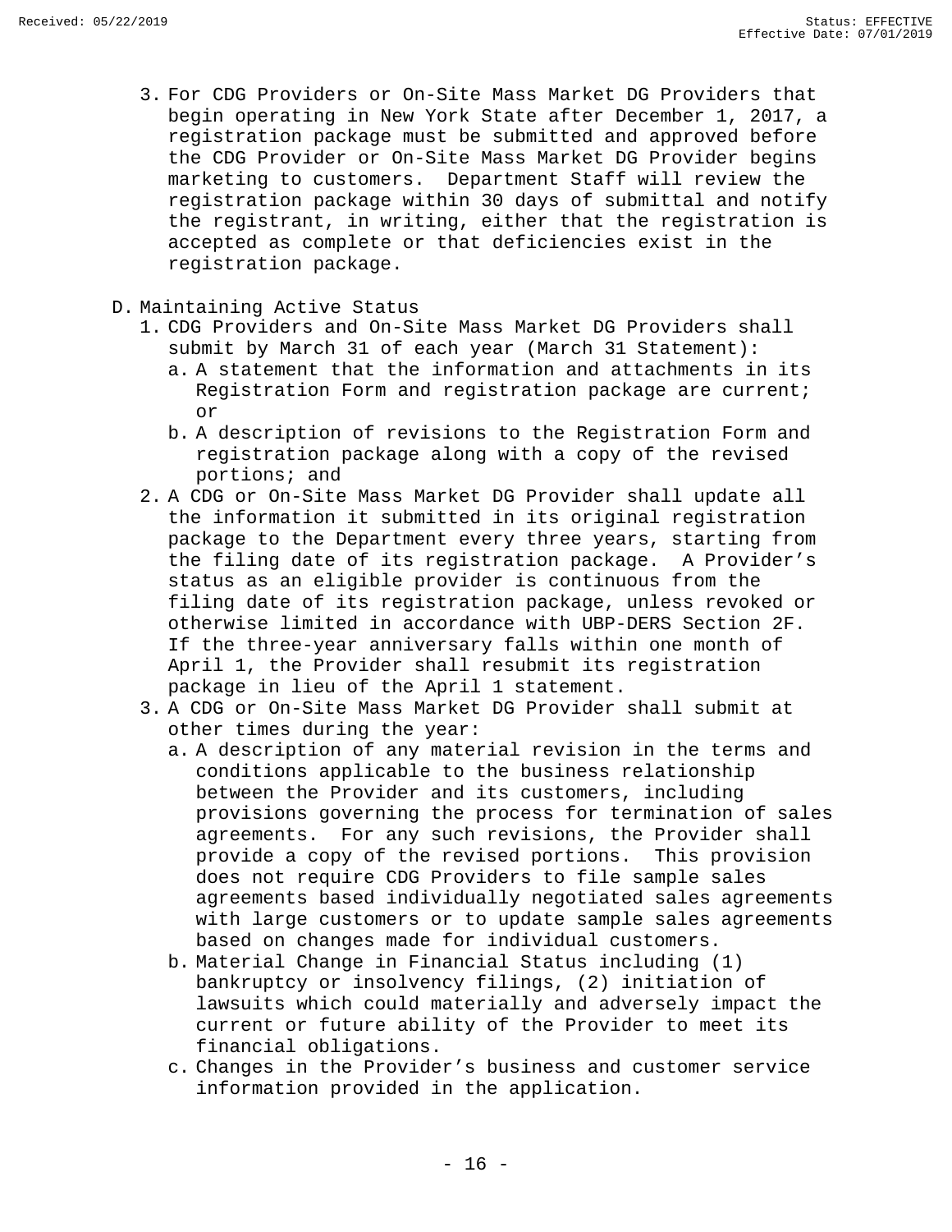3. For CDG Providers or On-Site Mass Market DG Providers that begin operating in New York State after December 1, 2017, a registration package must be submitted and approved before the CDG Provider or On-Site Mass Market DG Provider begins marketing to customers. Department Staff will review the registration package within 30 days of submittal and notify the registrant, in writing, either that the registration is accepted as complete or that deficiencies exist in the registration package.

D. Maintaining Active Status
   1. CDG Providers and On-Site Mass Market DG Providers shall submit by March 31 of each year (March 31 Statement):
      a. A statement that the information and attachments in its Registration Form and registration package are current; or
      b. A description of revisions to the Registration Form and registration package along with a copy of the revised portions; and
   2. A CDG or On-Site Mass Market DG Provider shall update all the information it submitted in its original registration package to the Department every three years, starting from the filing date of its registration package. A Provider's status as an eligible provider is continuous from the filing date of its registration package, unless revoked or otherwise limited in accordance with UBP-DERS Section 2F. If the three-year anniversary falls within one month of April 1, the Provider shall resubmit its registration package in lieu of the April 1 statement.
   3. A CDG or On-Site Mass Market DG Provider shall submit at other times during the year:
      a. A description of any material revision in the terms and conditions applicable to the business relationship between the Provider and its customers, including provisions governing the process for termination of sales agreements. For any such revisions, the Provider shall provide a copy of the revised portions. This provision does not require CDG Providers to file sample sales agreements based individually negotiated sales agreements with large customers or to update sample sales agreements based on changes made for individual customers.
      b. Material Change in Financial Status including (1) bankruptcy or insolvency filings, (2) initiation of lawsuits which could materially and adversely impact the current or future ability of the Provider to meet its financial obligations.
      c. Changes in the Provider's business and customer service information provided in the application.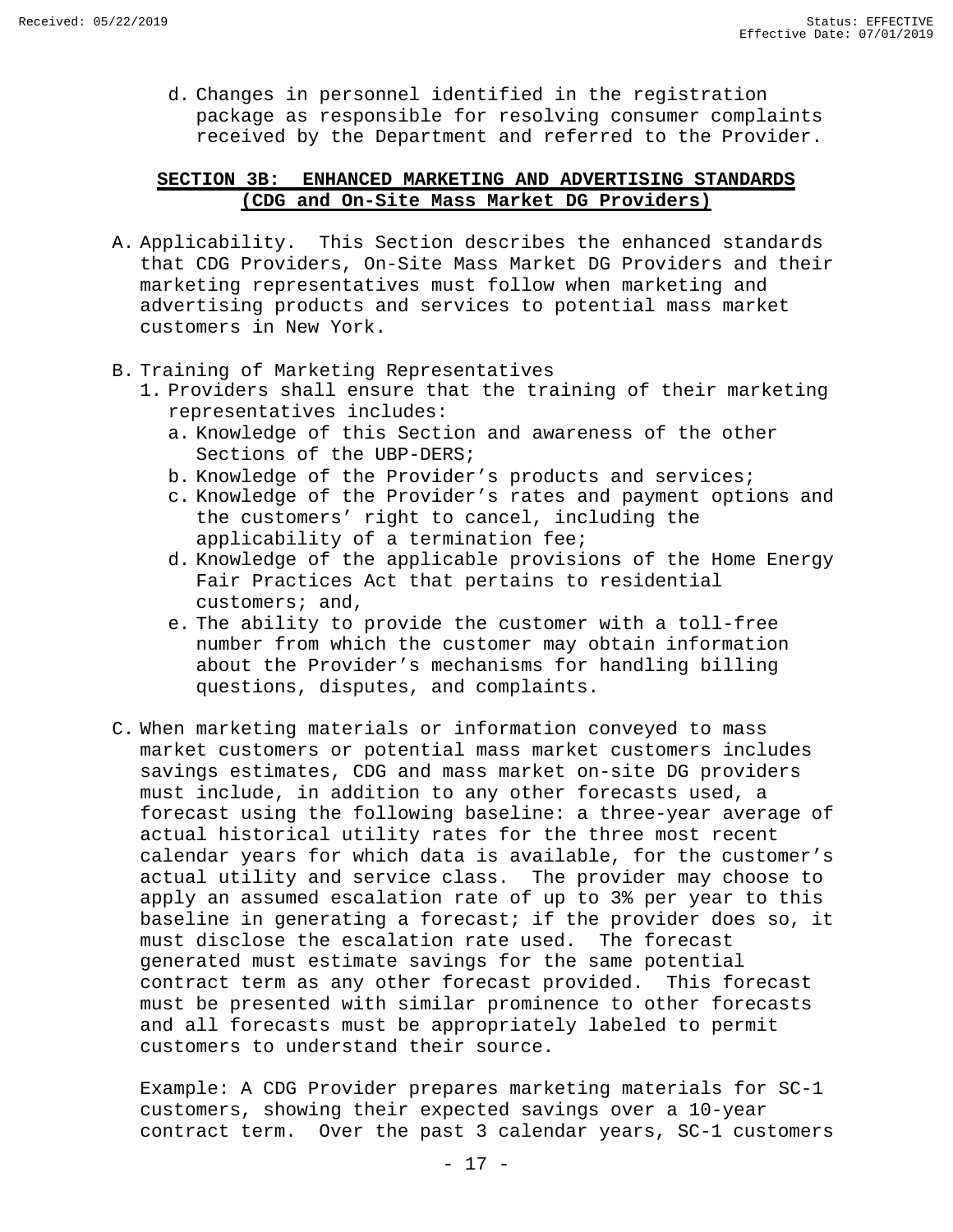d. Changes in personnel identified in the registration package as responsible for resolving consumer complaints received by the Department and referred to the Provider.

## SECTION 3B: ENHANCED MARKETING AND ADVERTISING STANDARDS (CDG and On-Site Mass Market DG Providers)

A. Applicability. This Section describes the enhanced standards that CDG Providers, On-Site Mass Market DG Providers and their marketing representatives must follow when marketing and advertising products and services to potential mass market customers in New York.

B. Training of Marketing Representatives
   1. Providers shall ensure that the training of their marketing representatives includes:
      a. Knowledge of this Section and awareness of the other Sections of the UBP-DERS;
      b. Knowledge of the Provider's products and services;
      c. Knowledge of the Provider's rates and payment options and the customers' right to cancel, including the applicability of a termination fee;
      d. Knowledge of the applicable provisions of the Home Energy Fair Practices Act that pertains to residential customers; and,
      e. The ability to provide the customer with a toll-free number from which the customer may obtain information about the Provider's mechanisms for handling billing questions, disputes, and complaints.

C. When marketing materials or information conveyed to mass market customers or potential mass market customers includes savings estimates, CDG and mass market on-site DG providers must include, in addition to any other forecasts used, a forecast using the following baseline: a three-year average of actual historical utility rates for the three most recent calendar years for which data is available, for the customer's actual utility and service class. The provider may choose to apply an assumed escalation rate of up to 3% per year to this baseline in generating a forecast; if the provider does so, it must disclose the escalation rate used. The forecast generated must estimate savings for the same potential contract term as any other forecast provided. This forecast must be presented with similar prominence to other forecasts and all forecasts must be appropriately labeled to permit customers to understand their source.

   Example: A CDG Provider prepares marketing materials for SC-1 customers, showing their expected savings over a 10-year contract term. Over the past 3 calendar years, SC-1 customers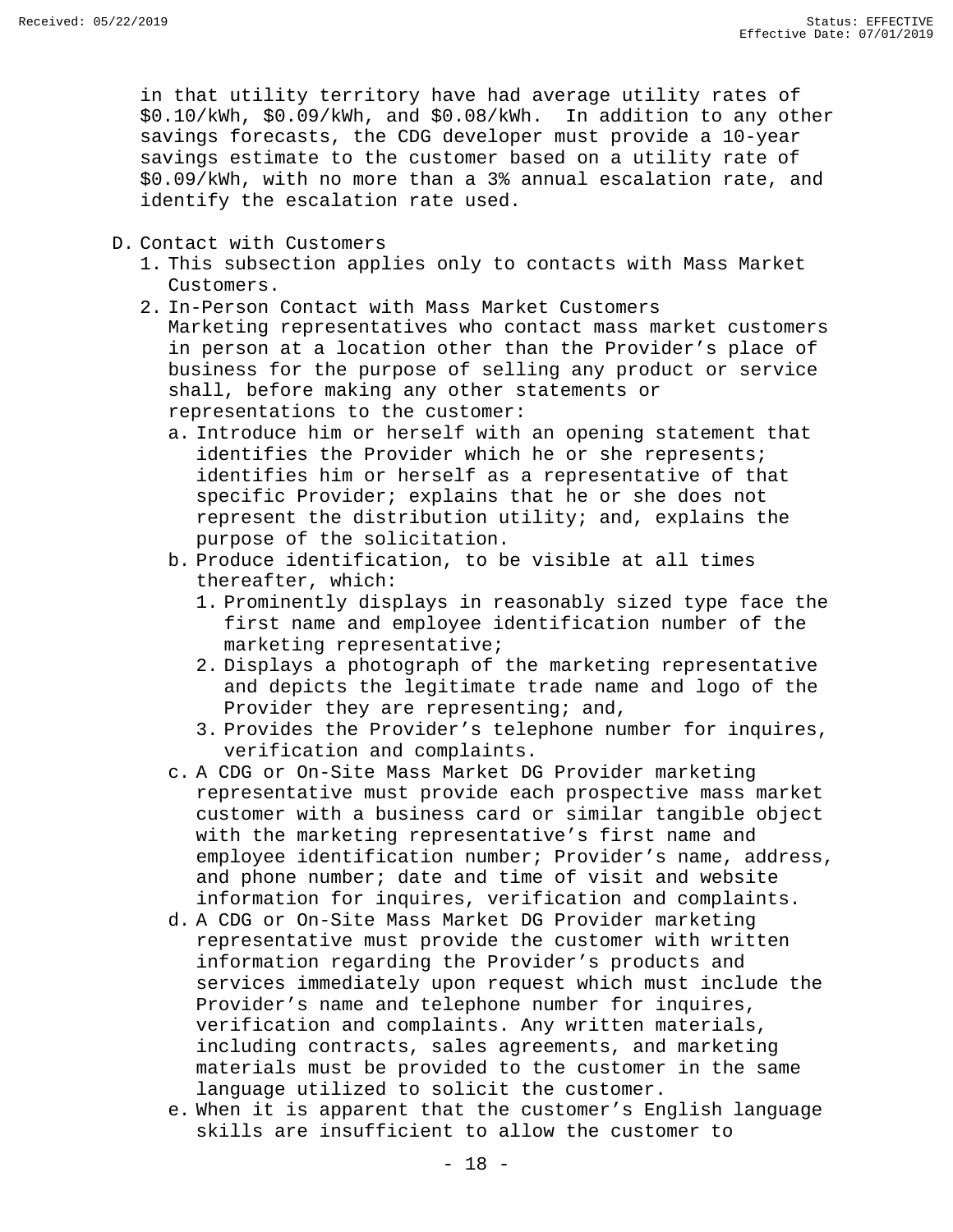in that utility territory have had average utility rates of $0.10/kWh, $0.09/kWh, and $0.08/kWh. In addition to any other savings forecasts, the CDG developer must provide a 10-year savings estimate to the customer based on a utility rate of $0.09/kWh, with no more than a 3% annual escalation rate, and identify the escalation rate used.

D. Contact with Customers
   1. This subsection applies only to contacts with Mass Market Customers.
   2. In-Person Contact with Mass Market Customers
      Marketing representatives who contact mass market customers in person at a location other than the Provider's place of business for the purpose of selling any product or service shall, before making any other statements or representations to the customer:
      a. Introduce him or herself with an opening statement that identifies the Provider which he or she represents; identifies him or herself as a representative of that specific Provider; explains that he or she does not represent the distribution utility; and, explains the purpose of the solicitation.
      b. Produce identification, to be visible at all times thereafter, which:
         1. Prominently displays in reasonably sized type face the first name and employee identification number of the marketing representative;
         2. Displays a photograph of the marketing representative and depicts the legitimate trade name and logo of the Provider they are representing; and,
         3. Provides the Provider's telephone number for inquires, verification and complaints.
      c. A CDG or On-Site Mass Market DG Provider marketing representative must provide each prospective mass market customer with a business card or similar tangible object with the marketing representative's first name and employee identification number; Provider's name, address, and phone number; date and time of visit and website information for inquires, verification and complaints.
      d. A CDG or On-Site Mass Market DG Provider marketing representative must provide the customer with written information regarding the Provider's products and services immediately upon request which must include the Provider's name and telephone number for inquires, verification and complaints. Any written materials, including contracts, sales agreements, and marketing materials must be provided to the customer in the same language utilized to solicit the customer.
      e. When it is apparent that the customer's English language skills are insufficient to allow the customer to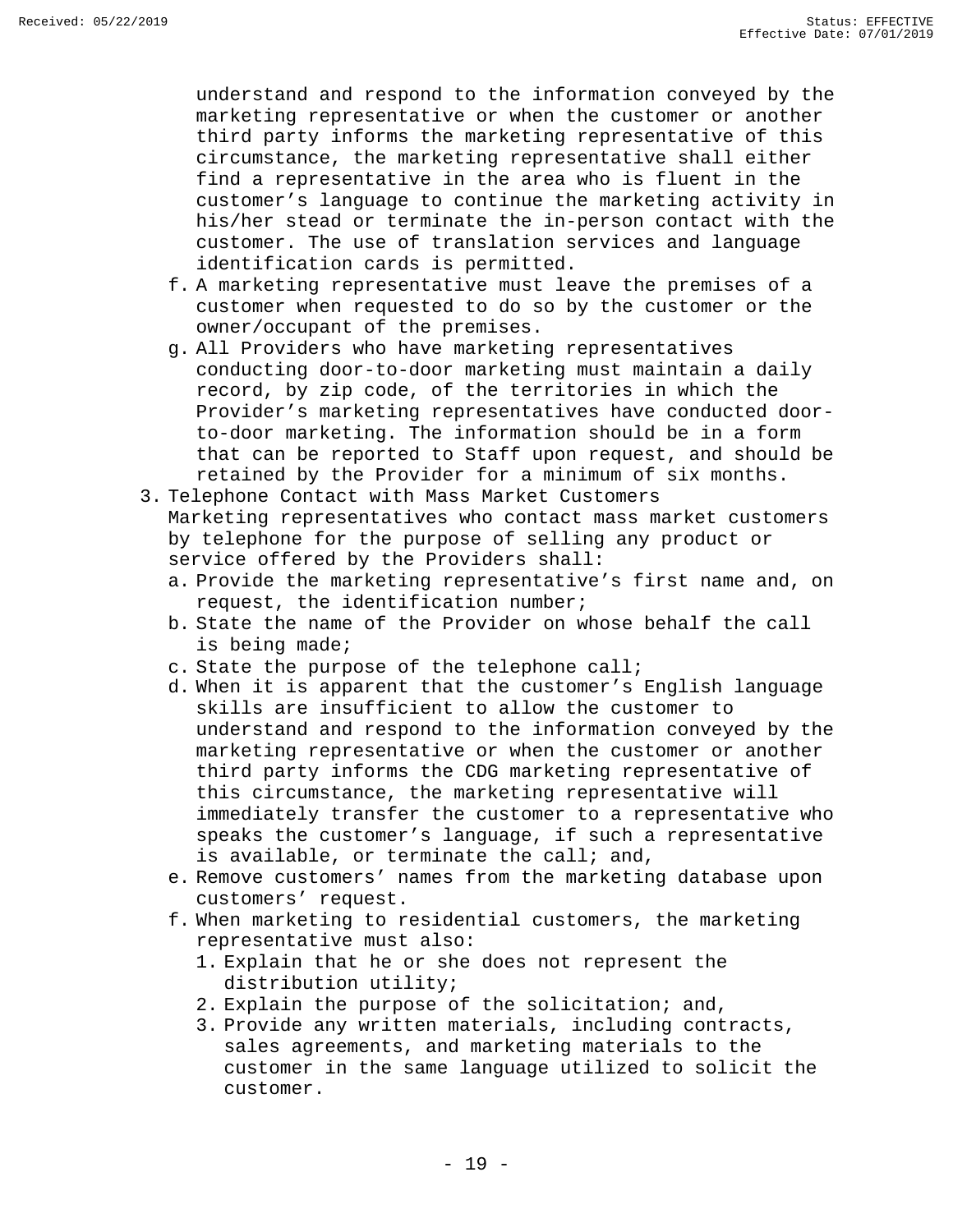understand and respond to the information conveyed by the marketing representative or when the customer or another third party informs the marketing representative of this circumstance, the marketing representative shall either find a representative in the area who is fluent in the customer's language to continue the marketing activity in his/her stead or terminate the in-person contact with the customer. The use of translation services and language identification cards is permitted.

f. A marketing representative must leave the premises of a customer when requested to do so by the customer or the owner/occupant of the premises.
g. All Providers who have marketing representatives conducting door-to-door marketing must maintain a daily record, by zip code, of the territories in which the Provider's marketing representatives have conducted door-to-door marketing. The information should be in a form that can be reported to Staff upon request, and should be retained by the Provider for a minimum of six months.

3. Telephone Contact with Mass Market Customers

   Marketing representatives who contact mass market customers by telephone for the purpose of selling any product or service offered by the Providers shall:

   a. Provide the marketing representative's first name and, on request, the identification number;
   b. State the name of the Provider on whose behalf the call is being made;
   c. State the purpose of the telephone call;
   d. When it is apparent that the customer's English language skills are insufficient to allow the customer to understand and respond to the information conveyed by the marketing representative or when the customer or another third party informs the CDG marketing representative of this circumstance, the marketing representative will immediately transfer the customer to a representative who speaks the customer's language, if such a representative is available, or terminate the call; and,
   e. Remove customers' names from the marketing database upon customers' request.
   f. When marketing to residential customers, the marketing representative must also:
      1. Explain that he or she does not represent the distribution utility;
      2. Explain the purpose of the solicitation; and,
      3. Provide any written materials, including contracts, sales agreements, and marketing materials to the customer in the same language utilized to solicit the customer.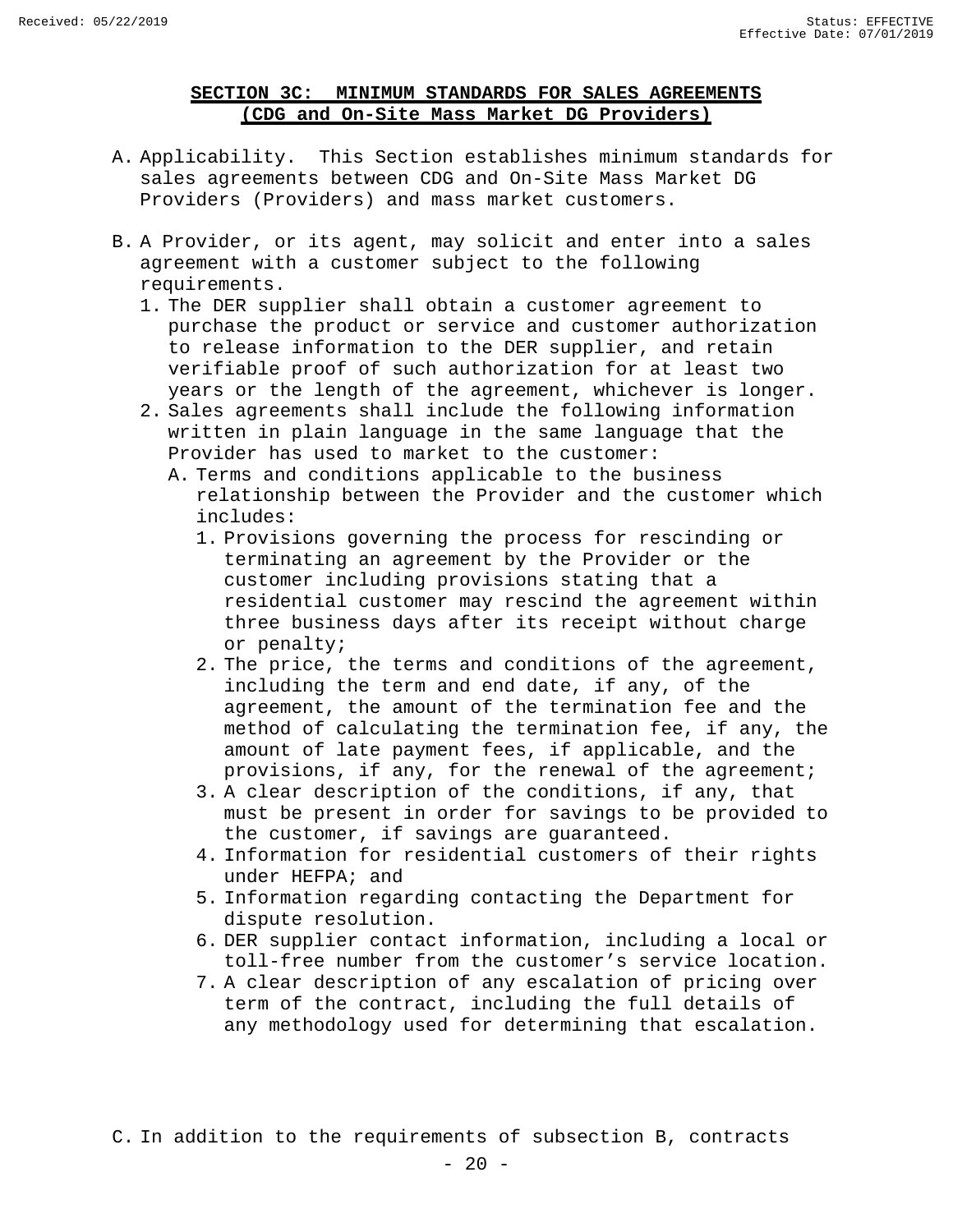## SECTION 3C: MINIMUM STANDARDS FOR SALES AGREEMENTS (CDG and On-Site Mass Market DG Providers)

A. Applicability. This Section establishes minimum standards for sales agreements between CDG and On-Site Mass Market DG Providers (Providers) and mass market customers.

B. A Provider, or its agent, may solicit and enter into a sales agreement with a customer subject to the following requirements.
   1. The DER supplier shall obtain a customer agreement to purchase the product or service and customer authorization to release information to the DER supplier, and retain verifiable proof of such authorization for at least two years or the length of the agreement, whichever is longer.
   2. Sales agreements shall include the following information written in plain language in the same language that the Provider has used to market to the customer:
      A. Terms and conditions applicable to the business relationship between the Provider and the customer which includes:
         1. Provisions governing the process for rescinding or terminating an agreement by the Provider or the customer including provisions stating that a residential customer may rescind the agreement within three business days after its receipt without charge or penalty;
         2. The price, the terms and conditions of the agreement, including the term and end date, if any, of the agreement, the amount of the termination fee and the method of calculating the termination fee, if any, the amount of late payment fees, if applicable, and the provisions, if any, for the renewal of the agreement;
         3. A clear description of the conditions, if any, that must be present in order for savings to be provided to the customer, if savings are guaranteed.
         4. Information for residential customers of their rights under HEFPA; and
         5. Information regarding contacting the Department for dispute resolution.
         6. DER supplier contact information, including a local or toll-free number from the customer's service location.
         7. A clear description of any escalation of pricing over term of the contract, including the full details of any methodology used for determining that escalation.

C. In addition to the requirements of subsection B, contracts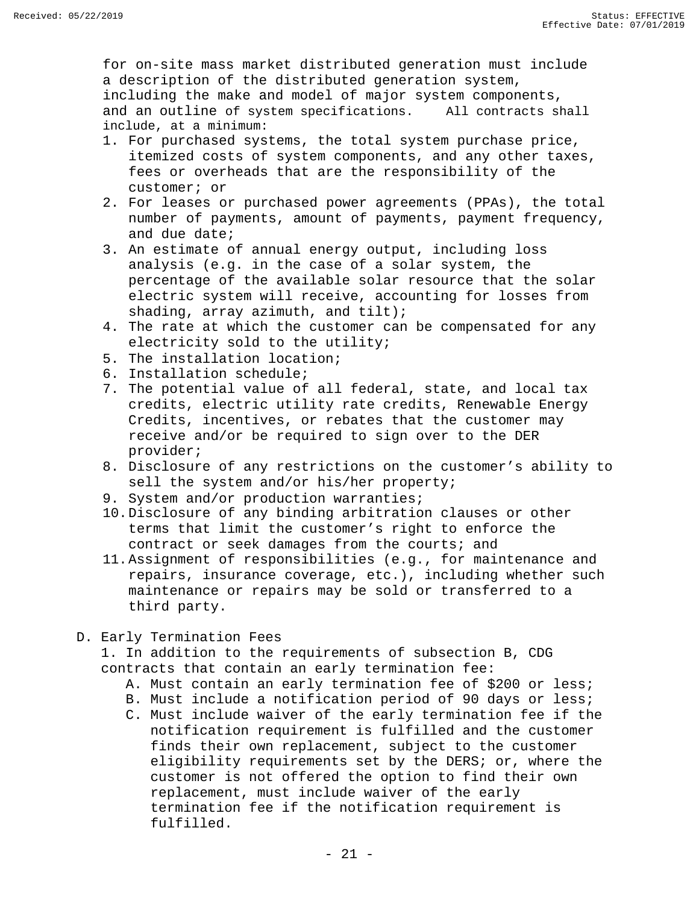for on-site mass market distributed generation must include a description of the distributed generation system, including the make and model of major system components, and an outline of system specifications. All contracts shall include, at a minimum:

1. For purchased systems, the total system purchase price, itemized costs of system components, and any other taxes, fees or overheads that are the responsibility of the customer; or
2. For leases or purchased power agreements (PPAs), the total number of payments, amount of payments, payment frequency, and due date;
3. An estimate of annual energy output, including loss analysis (e.g. in the case of a solar system, the percentage of the available solar resource that the solar electric system will receive, accounting for losses from shading, array azimuth, and tilt);
4. The rate at which the customer can be compensated for any electricity sold to the utility;
5. The installation location;
6. Installation schedule;
7. The potential value of all federal, state, and local tax credits, electric utility rate credits, Renewable Energy Credits, incentives, or rebates that the customer may receive and/or be required to sign over to the DER provider;
8. Disclosure of any restrictions on the customer’s ability to sell the system and/or his/her property;
9. System and/or production warranties;
10. Disclosure of any binding arbitration clauses or other terms that limit the customer’s right to enforce the contract or seek damages from the courts; and
11. Assignment of responsibilities (e.g., for maintenance and repairs, insurance coverage, etc.), including whether such maintenance or repairs may be sold or transferred to a third party.

D. Early Termination Fees

1. In addition to the requirements of subsection B, CDG contracts that contain an early termination fee:
   A. Must contain an early termination fee of $200 or less;
   B. Must include a notification period of 90 days or less;
   C. Must include waiver of the early termination fee if the notification requirement is fulfilled and the customer finds their own replacement, subject to the customer eligibility requirements set by the DERS; or, where the customer is not offered the option to find their own replacement, must include waiver of the early termination fee if the notification requirement is fulfilled.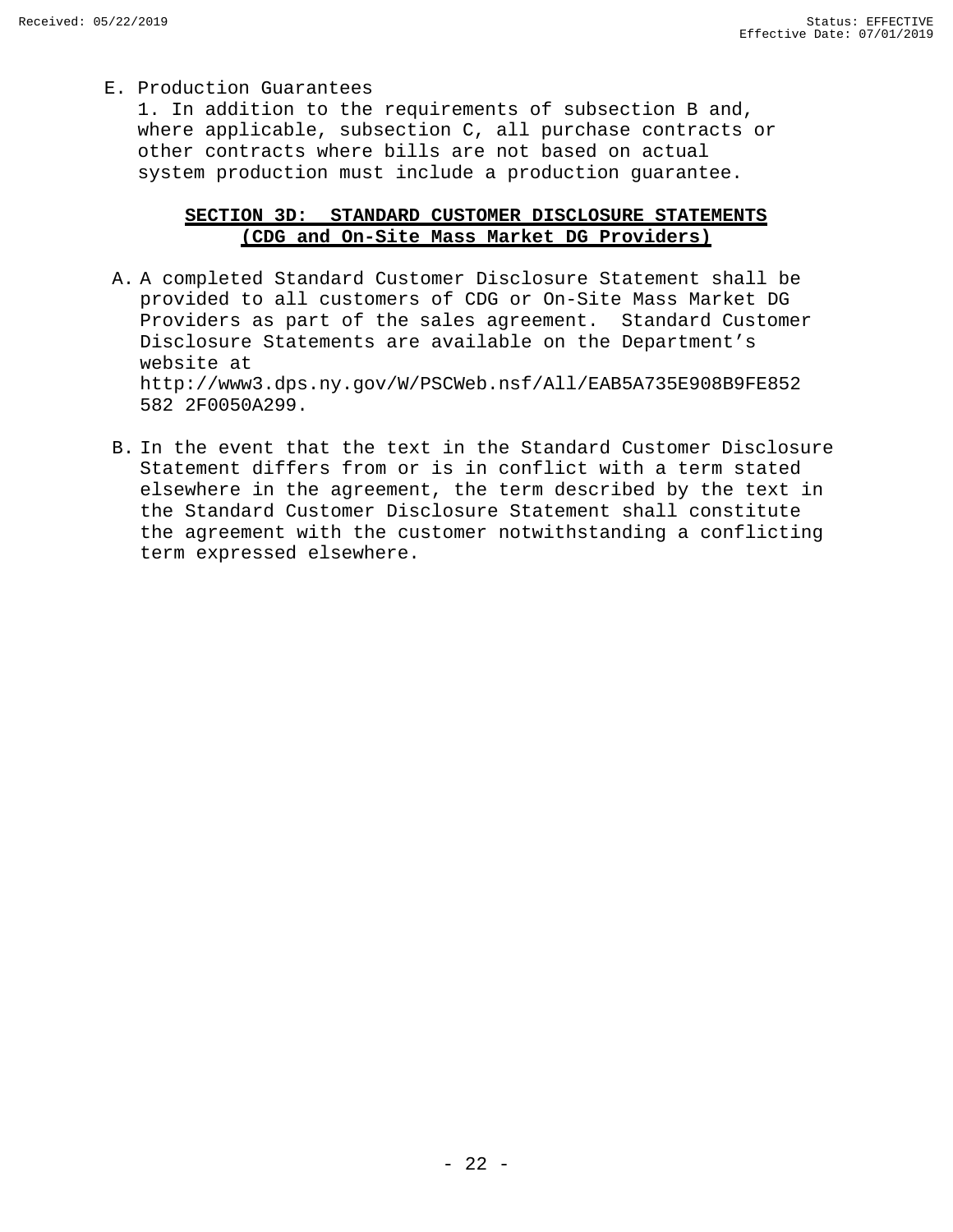E. Production Guarantees

1. In addition to the requirements of subsection B and, where applicable, subsection C, all purchase contracts or other contracts where bills are not based on actual system production must include a production guarantee.

## **SECTION 3D: STANDARD CUSTOMER DISCLOSURE STATEMENTS (CDG and On-Site Mass Market DG Providers)**

A. A completed Standard Customer Disclosure Statement shall be provided to all customers of CDG or On-Site Mass Market DG Providers as part of the sales agreement. Standard Customer Disclosure Statements are available on the Department's website at http://www3.dps.ny.gov/W/PSCWeb.nsf/All/EAB5A735E908B9FE852582 2F0050A299.

B. In the event that the text in the Standard Customer Disclosure Statement differs from or is in conflict with a term stated elsewhere in the agreement, the term described by the text in the Standard Customer Disclosure Statement shall constitute the agreement with the customer notwithstanding a conflicting term expressed elsewhere.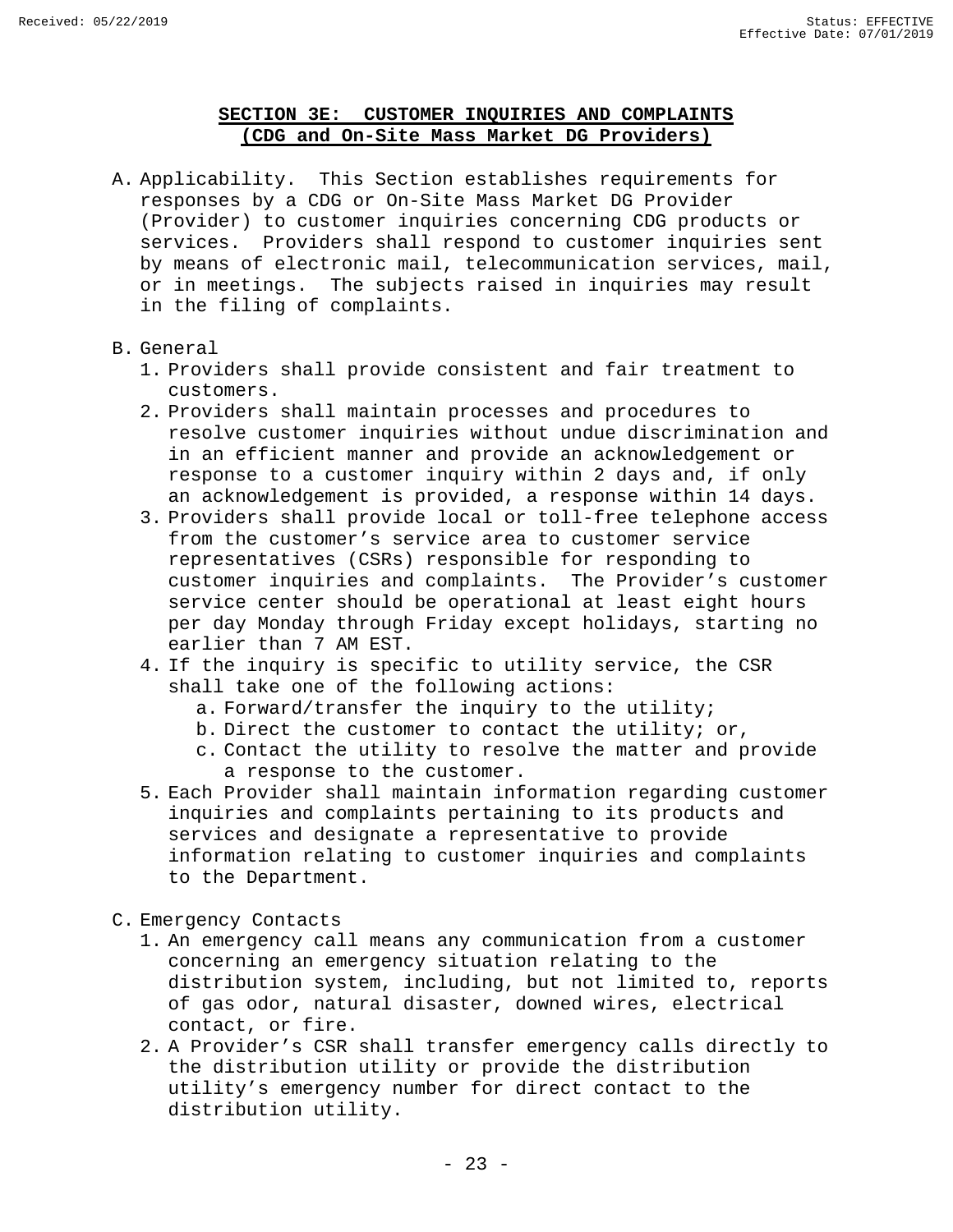## SECTION 3E: CUSTOMER INQUIRIES AND COMPLAINTS (CDG and On-Site Mass Market DG Providers)

A. Applicability. This Section establishes requirements for responses by a CDG or On-Site Mass Market DG Provider (Provider) to customer inquiries concerning CDG products or services. Providers shall respond to customer inquiries sent by means of electronic mail, telecommunication services, mail, or in meetings. The subjects raised in inquiries may result in the filing of complaints.

B. General
   1. Providers shall provide consistent and fair treatment to customers.
   2. Providers shall maintain processes and procedures to resolve customer inquiries without undue discrimination and in an efficient manner and provide an acknowledgement or response to a customer inquiry within 2 days and, if only an acknowledgement is provided, a response within 14 days.
   3. Providers shall provide local or toll-free telephone access from the customer's service area to customer service representatives (CSRs) responsible for responding to customer inquiries and complaints. The Provider's customer service center should be operational at least eight hours per day Monday through Friday except holidays, starting no earlier than 7 AM EST.
   4. If the inquiry is specific to utility service, the CSR shall take one of the following actions:
      a. Forward/transfer the inquiry to the utility;
      b. Direct the customer to contact the utility; or,
      c. Contact the utility to resolve the matter and provide a response to the customer.
   5. Each Provider shall maintain information regarding customer inquiries and complaints pertaining to its products and services and designate a representative to provide information relating to customer inquiries and complaints to the Department.

C. Emergency Contacts
   1. An emergency call means any communication from a customer concerning an emergency situation relating to the distribution system, including, but not limited to, reports of gas odor, natural disaster, downed wires, electrical contact, or fire.
   2. A Provider's CSR shall transfer emergency calls directly to the distribution utility or provide the distribution utility's emergency number for direct contact to the distribution utility.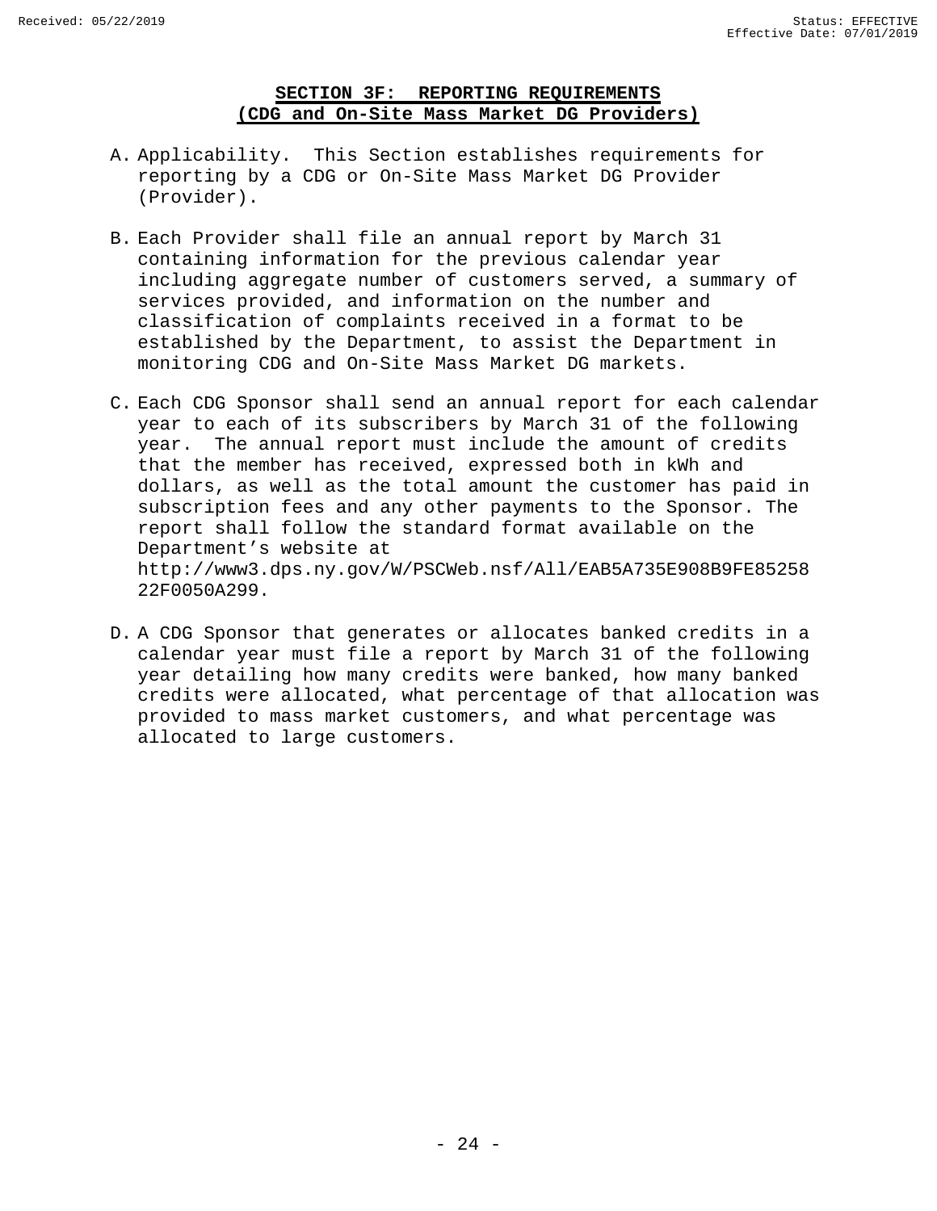## SECTION 3F: REPORTING REQUIREMENTS (CDG and On-Site Mass Market DG Providers)

A. Applicability. This Section establishes requirements for reporting by a CDG or On-Site Mass Market DG Provider (Provider).

B. Each Provider shall file an annual report by March 31 containing information for the previous calendar year including aggregate number of customers served, a summary of services provided, and information on the number and classification of complaints received in a format to be established by the Department, to assist the Department in monitoring CDG and On-Site Mass Market DG markets.

C. Each CDG Sponsor shall send an annual report for each calendar year to each of its subscribers by March 31 of the following year. The annual report must include the amount of credits that the member has received, expressed both in kWh and dollars, as well as the total amount the customer has paid in subscription fees and any other payments to the Sponsor. The report shall follow the standard format available on the Department's website at http://www3.dps.ny.gov/W/PSCWeb.nsf/All/EAB5A735E908B9FE8525822F0050A299.

D. A CDG Sponsor that generates or allocates banked credits in a calendar year must file a report by March 31 of the following year detailing how many credits were banked, how many banked credits were allocated, what percentage of that allocation was provided to mass market customers, and what percentage was allocated to large customers.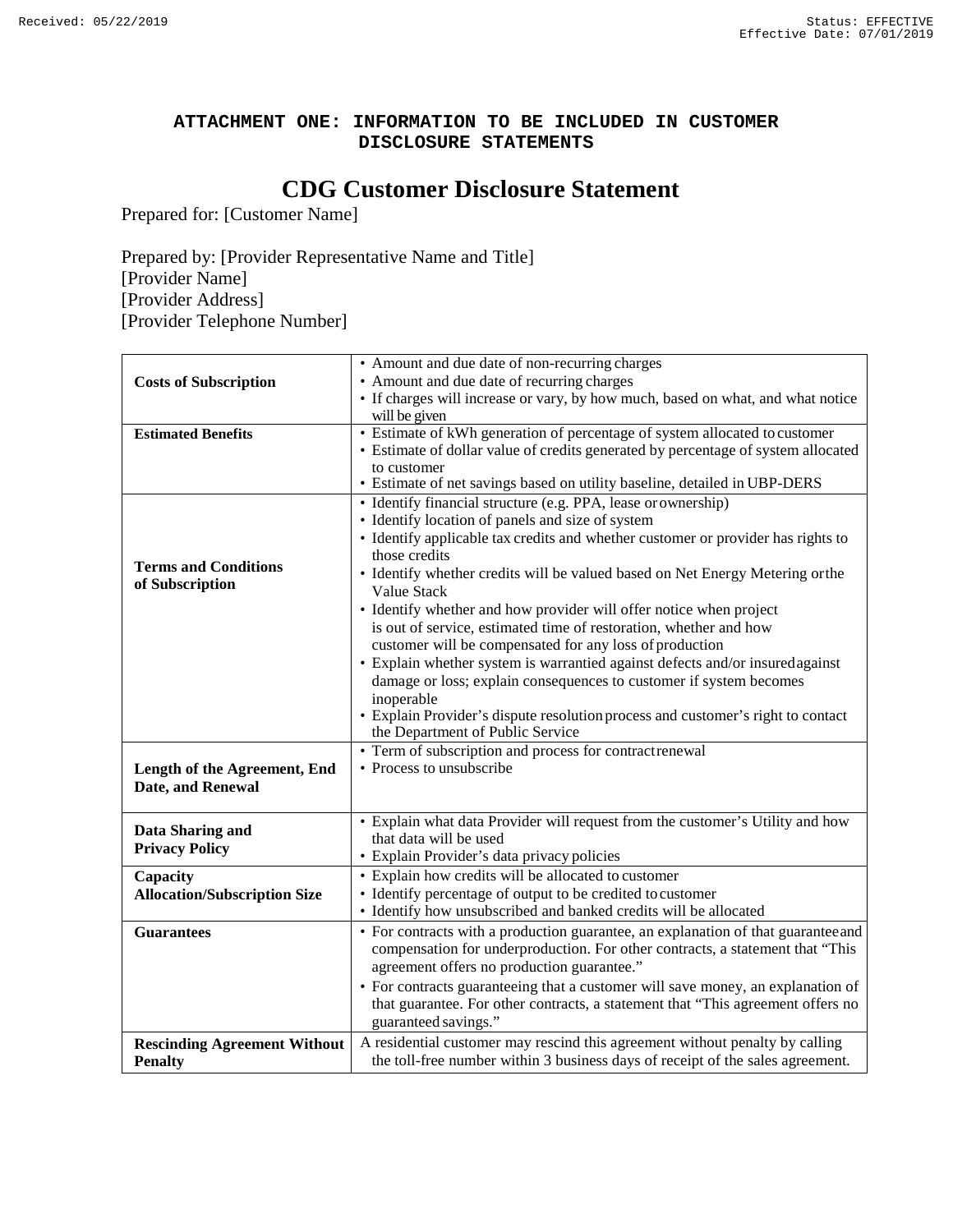## ATTACHMENT ONE: INFORMATION TO BE INCLUDED IN CUSTOMER DISCLOSURE STATEMENTS

# CDG Customer Disclosure Statement

Prepared for: [Customer Name]

Prepared by: [Provider Representative Name and Title]
[Provider Name]
[Provider Address]
[Provider Telephone Number]

| | |
|---|---|
| **Costs of Subscription** | • Amount and due date of non-recurring charges<br>• Amount and due date of recurring charges<br>• If charges will increase or vary, by how much, based on what, and what notice will be given |
| **Estimated Benefits** | • Estimate of kWh generation of percentage of system allocated to customer<br>• Estimate of dollar value of credits generated by percentage of system allocated to customer<br>• Estimate of net savings based on utility baseline, detailed in UBP-DERS |
| **Terms and Conditions of Subscription** | • Identify financial structure (e.g. PPA, lease or ownership)<br>• Identify location of panels and size of system<br>• Identify applicable tax credits and whether customer or provider has rights to those credits<br>• Identify whether credits will be valued based on Net Energy Metering or the Value Stack<br>• Identify whether and how provider will offer notice when project is out of service, estimated time of restoration, whether and how customer will be compensated for any loss of production<br>• Explain whether system is warrantied against defects and/or insured against damage or loss; explain consequences to customer if system becomes inoperable<br>• Explain Provider's dispute resolution process and customer's right to contact the Department of Public Service |
| **Length of the Agreement, End Date, and Renewal** | • Term of subscription and process for contract renewal<br>• Process to unsubscribe |
| **Data Sharing and Privacy Policy** | • Explain what data Provider will request from the customer's Utility and how that data will be used<br>• Explain Provider's data privacy policies |
| **Capacity Allocation/Subscription Size** | • Explain how credits will be allocated to customer<br>• Identify percentage of output to be credited to customer<br>• Identify how unsubscribed and banked credits will be allocated |
| **Guarantees** | • For contracts with a production guarantee, an explanation of that guarantee and compensation for underproduction. For other contracts, a statement that "This agreement offers no production guarantee."<br>• For contracts guaranteeing that a customer will save money, an explanation of that guarantee. For other contracts, a statement that "This agreement offers no guaranteed savings." |
| **Rescinding Agreement Without Penalty** | A residential customer may rescind this agreement without penalty by calling the toll-free number within 3 business days of receipt of the sales agreement. |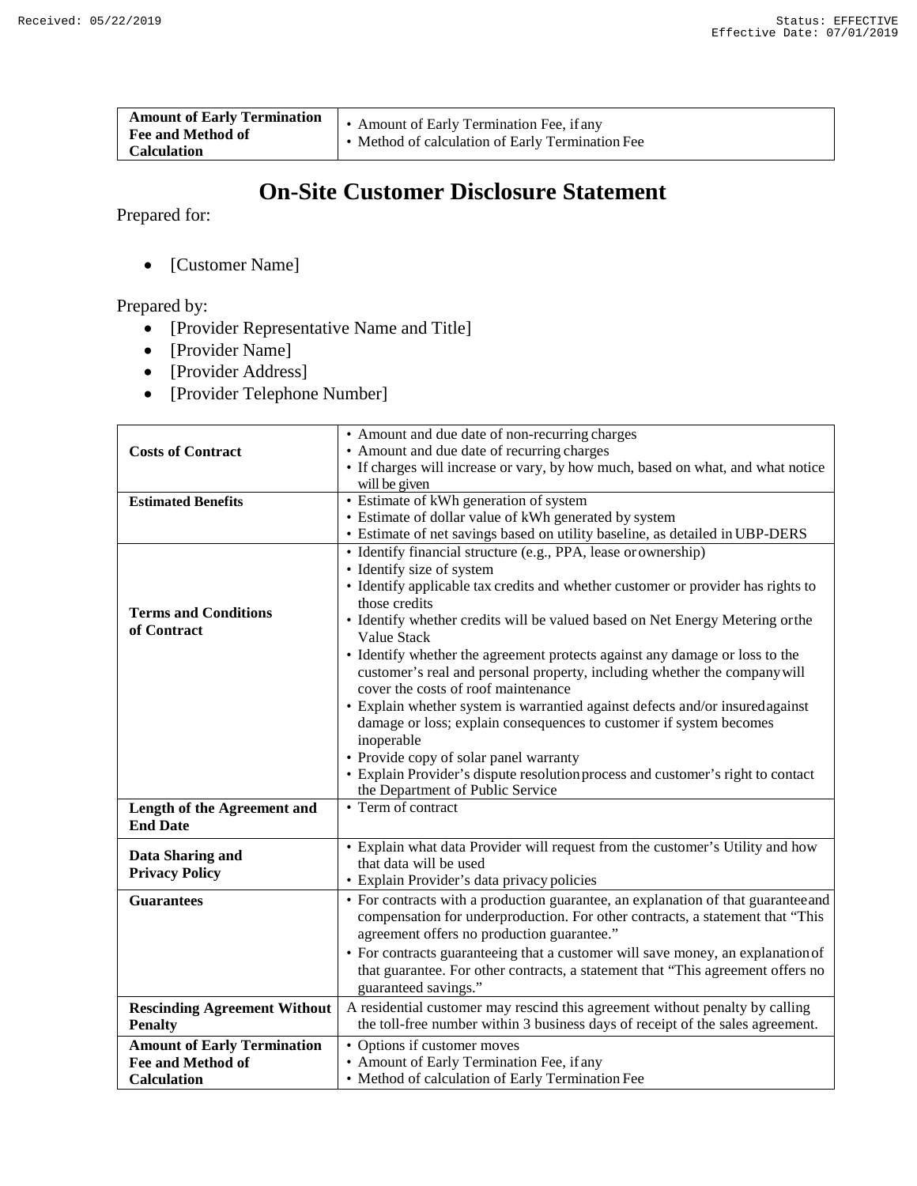| | |
|---|---|
| **Amount of Early Termination Fee and Method of Calculation** | • Amount of Early Termination Fee, if any<br>• Method of calculation of Early Termination Fee |

# On-Site Customer Disclosure Statement

Prepared for:

- [Customer Name]

Prepared by:

- [Provider Representative Name and Title]
- [Provider Name]
- [Provider Address]
- [Provider Telephone Number]

| | |
|---|---|
| **Costs of Contract** | • Amount and due date of non-recurring charges<br>• Amount and due date of recurring charges<br>• If charges will increase or vary, by how much, based on what, and what notice will be given |
| **Estimated Benefits** | • Estimate of kWh generation of system<br>• Estimate of dollar value of kWh generated by system<br>• Estimate of net savings based on utility baseline, as detailed in UBP-DERS |
| **Terms and Conditions of Contract** | • Identify financial structure (e.g., PPA, lease or ownership)<br>• Identify size of system<br>• Identify applicable tax credits and whether customer or provider has rights to those credits<br>• Identify whether credits will be valued based on Net Energy Metering or the Value Stack<br>• Identify whether the agreement protects against any damage or loss to the customer's real and personal property, including whether the company will cover the costs of roof maintenance<br>• Explain whether system is warrantied against defects and/or insured against damage or loss; explain consequences to customer if system becomes inoperable<br>• Provide copy of solar panel warranty<br>• Explain Provider's dispute resolution process and customer's right to contact the Department of Public Service |
| **Length of the Agreement and End Date** | • Term of contract |
| **Data Sharing and Privacy Policy** | • Explain what data Provider will request from the customer's Utility and how that data will be used<br>• Explain Provider's data privacy policies |
| **Guarantees** | • For contracts with a production guarantee, an explanation of that guarantee and compensation for underproduction. For other contracts, a statement that "This agreement offers no production guarantee."<br>• For contracts guaranteeing that a customer will save money, an explanation of that guarantee. For other contracts, a statement that "This agreement offers no guaranteed savings." |
| **Rescinding Agreement Without Penalty** | A residential customer may rescind this agreement without penalty by calling the toll-free number within 3 business days of receipt of the sales agreement. |
| **Amount of Early Termination Fee and Method of Calculation** | • Options if customer moves<br>• Amount of Early Termination Fee, if any<br>• Method of calculation of Early Termination Fee |